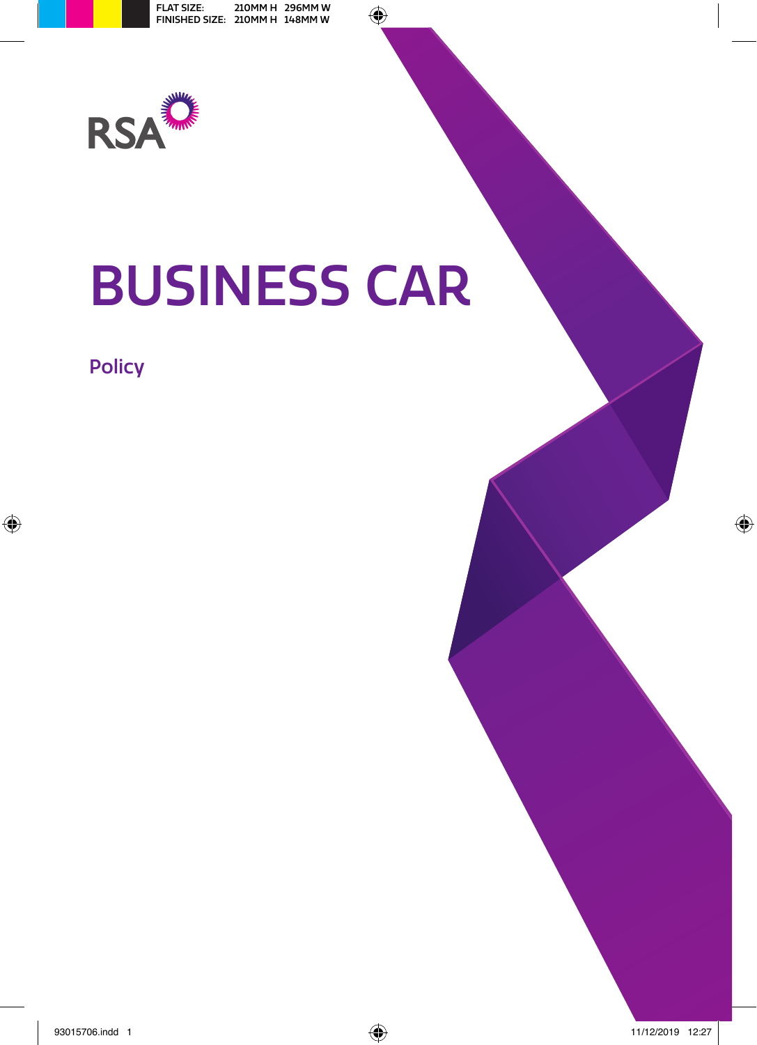RSA

# BUSINESS CAR

## Policy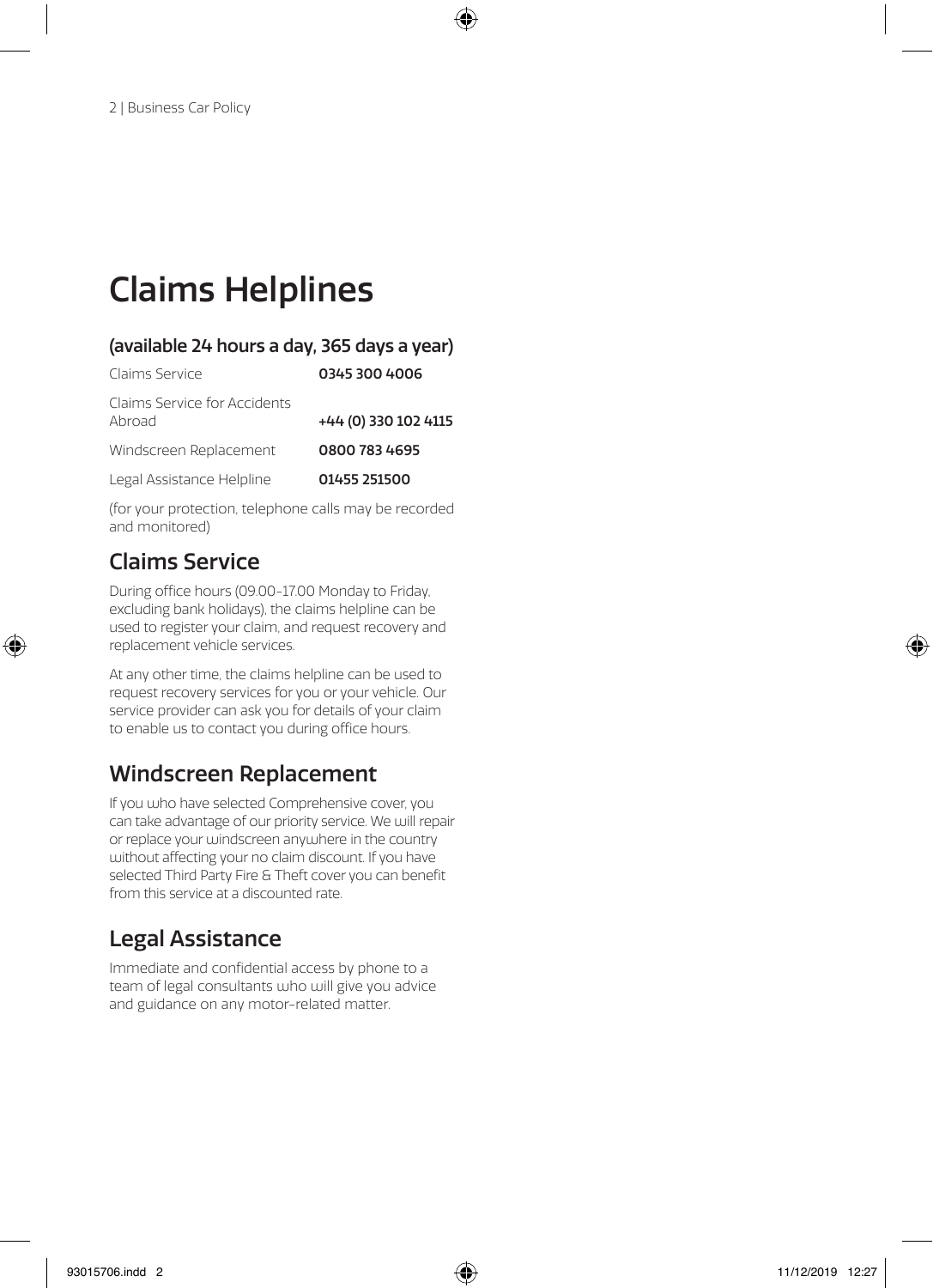# Claims Helplines

### (available 24 hours a day, 365 days a year)

| | |
|---|---|
| Claims Service | **0345 300 4006** |
| Claims Service for Accidents Abroad | **+44 (0) 330 102 4115** |
| Windscreen Replacement | **0800 783 4695** |
| Legal Assistance Helpline | **01455 251500** |

(for your protection, telephone calls may be recorded and monitored)

## Claims Service

During office hours (09.00-17.00 Monday to Friday, excluding bank holidays), the claims helpline can be used to register your claim, and request recovery and replacement vehicle services.

At any other time, the claims helpline can be used to request recovery services for you or your vehicle. Our service provider can ask you for details of your claim to enable us to contact you during office hours.

## Windscreen Replacement

If you who have selected Comprehensive cover, you can take advantage of our priority service. We will repair or replace your windscreen anywhere in the country without affecting your no claim discount. If you have selected Third Party Fire & Theft cover you can benefit from this service at a discounted rate.

## Legal Assistance

Immediate and confidential access by phone to a team of legal consultants who will give you advice and guidance on any motor-related matter.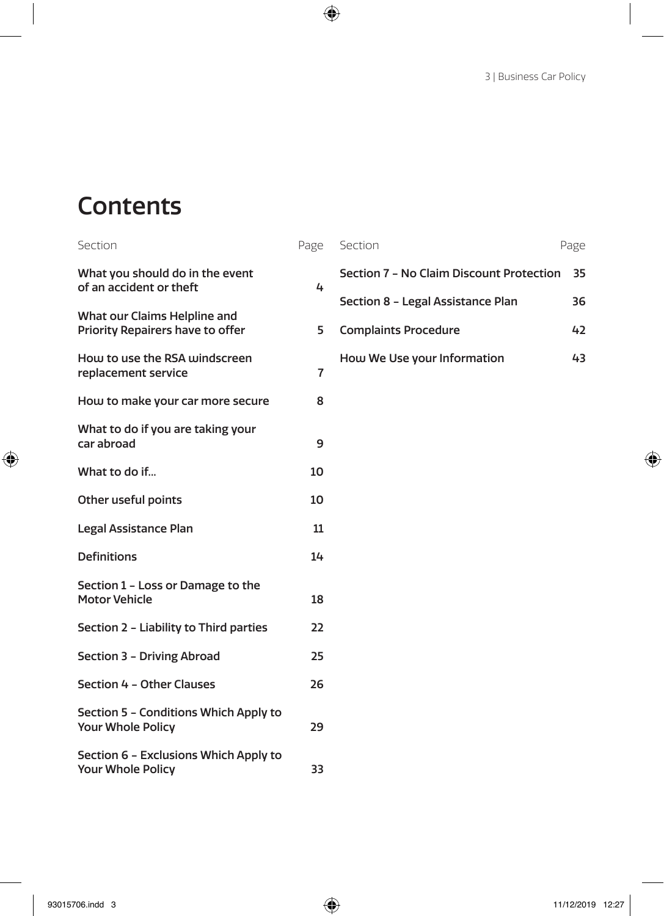# Contents

| Section | Page |
| --- | --- |
| What you should do in the event of an accident or theft | 4 |
| What our Claims Helpline and Priority Repairers have to offer | 5 |
| How to use the RSA windscreen replacement service | 7 |
| How to make your car more secure | 8 |
| What to do if you are taking your car abroad | 9 |
| What to do if… | 10 |
| Other useful points | 10 |
| Legal Assistance Plan | 11 |
| Definitions | 14 |
| Section 1 – Loss or Damage to the Motor Vehicle | 18 |
| Section 2 – Liability to Third parties | 22 |
| Section 3 – Driving Abroad | 25 |
| Section 4 – Other Clauses | 26 |
| Section 5 – Conditions Which Apply to Your Whole Policy | 29 |
| Section 6 – Exclusions Which Apply to Your Whole Policy | 33 |
| Section 7 – No Claim Discount Protection | 35 |
| Section 8 – Legal Assistance Plan | 36 |
| Complaints Procedure | 42 |
| How We Use your Information | 43 |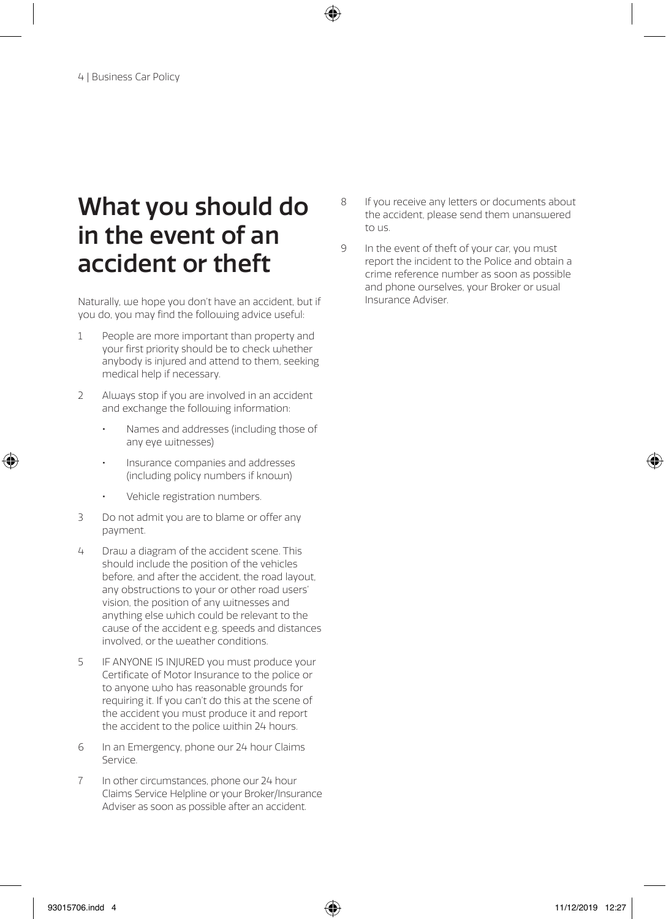# What you should do in the event of an accident or theft

Naturally, we hope you don't have an accident, but if you do, you may find the following advice useful:

1. People are more important than property and your first priority should be to check whether anybody is injured and attend to them, seeking medical help if necessary.
2. Always stop if you are involved in an accident and exchange the following information:
   - Names and addresses (including those of any eye witnesses)
   - Insurance companies and addresses (including policy numbers if known)
   - Vehicle registration numbers.
3. Do not admit you are to blame or offer any payment.
4. Draw a diagram of the accident scene. This should include the position of the vehicles before, and after the accident, the road layout, any obstructions to your or other road users' vision, the position of any witnesses and anything else which could be relevant to the cause of the accident e.g. speeds and distances involved, or the weather conditions.
5. IF ANYONE IS INJURED you must produce your Certificate of Motor Insurance to the police or to anyone who has reasonable grounds for requiring it. If you can't do this at the scene of the accident you must produce it and report the accident to the police within 24 hours.
6. In an Emergency, phone our 24 hour Claims Service.
7. In other circumstances, phone our 24 hour Claims Service Helpline or your Broker/Insurance Adviser as soon as possible after an accident.
8. If you receive any letters or documents about the accident, please send them unanswered to us.
9. In the event of theft of your car, you must report the incident to the Police and obtain a crime reference number as soon as possible and phone ourselves, your Broker or usual Insurance Adviser.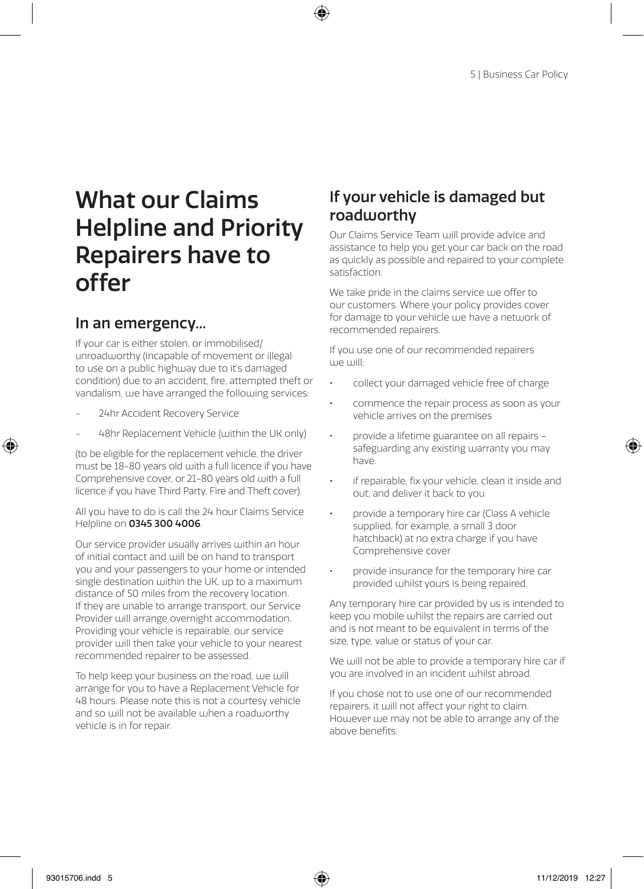# What our Claims Helpline and Priority Repairers have to offer

## In an emergency...

If your car is either stolen, or immobilised/ unroadworthy (incapable of movement or illegal to use on a public highway due to it's damaged condition) due to an accident, fire, attempted theft or vandalism, we have arranged the following services:

- 24hr Accident Recovery Service
- 48hr Replacement Vehicle (within the UK only)

(to be eligible for the replacement vehicle, the driver must be 18-80 years old with a full licence if you have Comprehensive cover, or 21-80 years old with a full licence if you have Third Party, Fire and Theft cover).

All you have to do is call the 24 hour Claims Service Helpline on **0345 300 4006**.

Our service provider usually arrives within an hour of initial contact and will be on hand to transport you and your passengers to your home or intended single destination within the UK, up to a maximum distance of 50 miles from the recovery location. If they are unable to arrange transport, our Service Provider will arrange overnight accommodation. Providing your vehicle is repairable, our service provider will then take your vehicle to your nearest recommended repairer to be assessed.

To help keep your business on the road, we will arrange for you to have a Replacement Vehicle for 48 hours. Please note this is not a courtesy vehicle and so will not be available when a roadworthy vehicle is in for repair.

## If your vehicle is damaged but roadworthy

Our Claims Service Team will provide advice and assistance to help you get your car back on the road as quickly as possible and repaired to your complete satisfaction.

We take pride in the claims service we offer to our customers. Where your policy provides cover for damage to your vehicle we have a network of recommended repairers.

If you use one of our recommended repairers we will:

- collect your damaged vehicle free of charge
- commence the repair process as soon as your vehicle arrives on the premises
- provide a lifetime guarantee on all repairs – safeguarding any existing warranty you may have.
- if repairable, fix your vehicle, clean it inside and out, and deliver it back to you
- provide a temporary hire car (Class A vehicle supplied, for example, a small 3 door hatchback) at no extra charge if you have Comprehensive cover
- provide insurance for the temporary hire car provided whilst yours is being repaired.

Any temporary hire car provided by us is intended to keep you mobile whilst the repairs are carried out and is not meant to be equivalent in terms of the size, type, value or status of your car.

We will not be able to provide a temporary hire car if you are involved in an incident whilst abroad.

If you chose not to use one of our recommended repairers, it will not affect your right to claim. However we may not be able to arrange any of the above benefits.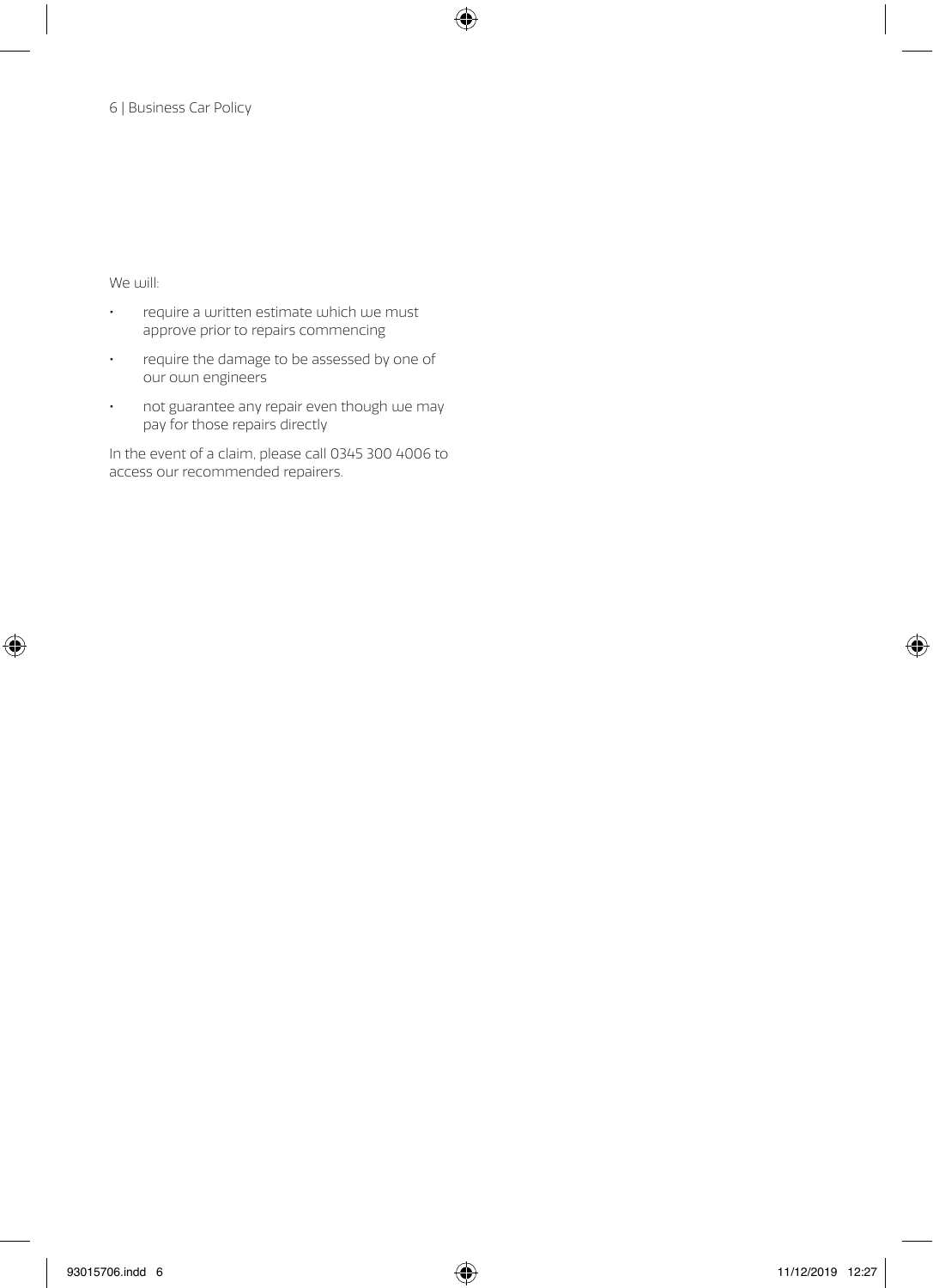We will:

- require a written estimate which we must approve prior to repairs commencing
- require the damage to be assessed by one of our own engineers
- not guarantee any repair even though we may pay for those repairs directly

In the event of a claim, please call 0345 300 4006 to access our recommended repairers.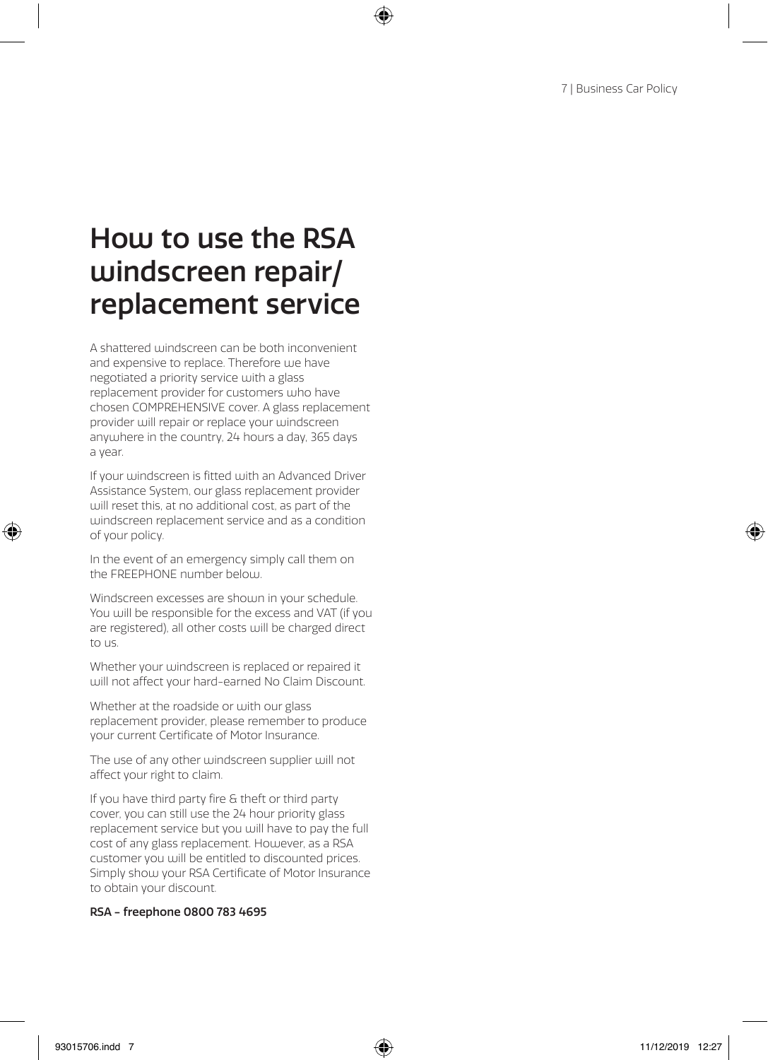# How to use the RSA windscreen repair/ replacement service

A shattered windscreen can be both inconvenient and expensive to replace. Therefore we have negotiated a priority service with a glass replacement provider for customers who have chosen COMPREHENSIVE cover. A glass replacement provider will repair or replace your windscreen anywhere in the country, 24 hours a day, 365 days a year.

If your windscreen is fitted with an Advanced Driver Assistance System, our glass replacement provider will reset this, at no additional cost, as part of the windscreen replacement service and as a condition of your policy.

In the event of an emergency simply call them on the FREEPHONE number below.

Windscreen excesses are shown in your schedule. You will be responsible for the excess and VAT (if you are registered), all other costs will be charged direct to us.

Whether your windscreen is replaced or repaired it will not affect your hard-earned No Claim Discount.

Whether at the roadside or with our glass replacement provider, please remember to produce your current Certificate of Motor Insurance.

The use of any other windscreen supplier will not affect your right to claim.

If you have third party fire & theft or third party cover, you can still use the 24 hour priority glass replacement service but you will have to pay the full cost of any glass replacement. However, as a RSA customer you will be entitled to discounted prices. Simply show your RSA Certificate of Motor Insurance to obtain your discount.

**RSA - freephone 0800 783 4695**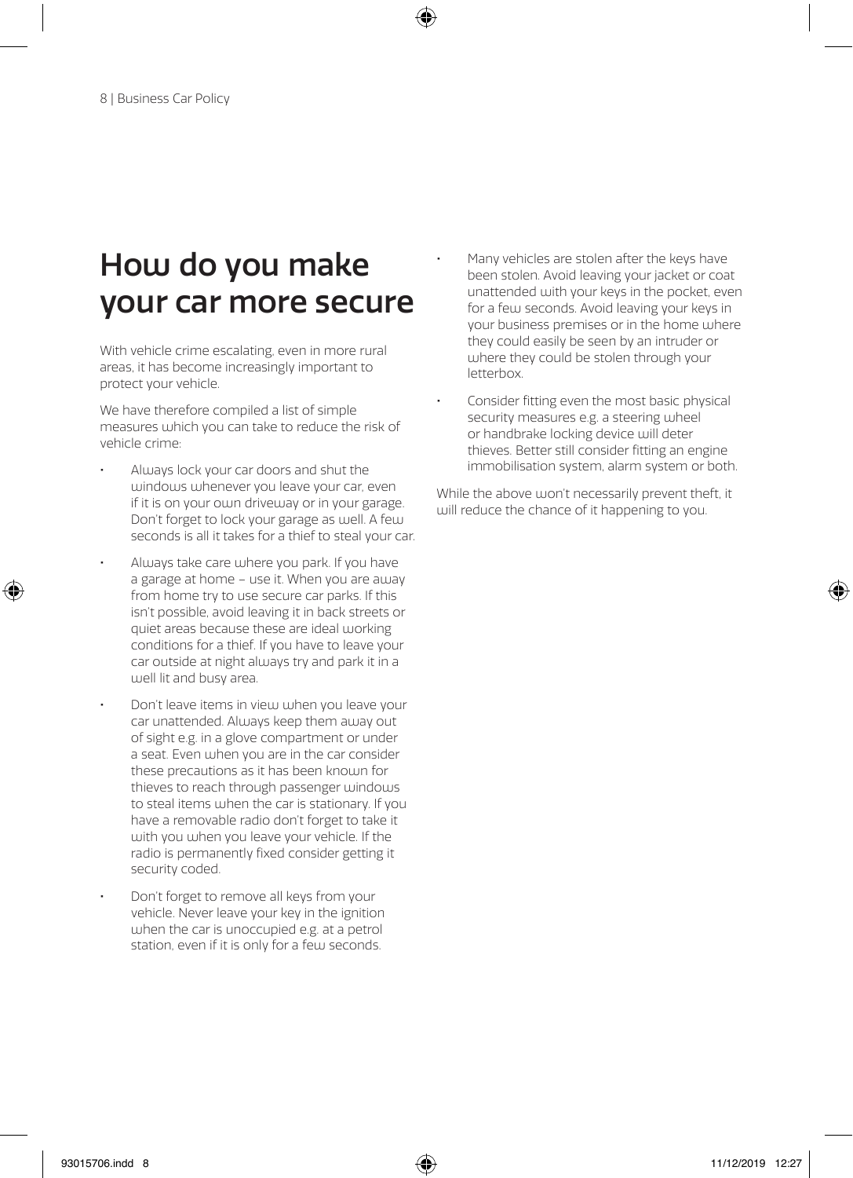# How do you make your car more secure

With vehicle crime escalating, even in more rural areas, it has become increasingly important to protect your vehicle.

We have therefore compiled a list of simple measures which you can take to reduce the risk of vehicle crime:

- Always lock your car doors and shut the windows whenever you leave your car, even if it is on your own driveway or in your garage. Don't forget to lock your garage as well. A few seconds is all it takes for a thief to steal your car.
- Always take care where you park. If you have a garage at home – use it. When you are away from home try to use secure car parks. If this isn't possible, avoid leaving it in back streets or quiet areas because these are ideal working conditions for a thief. If you have to leave your car outside at night always try and park it in a well lit and busy area.
- Don't leave items in view when you leave your car unattended. Always keep them away out of sight e.g. in a glove compartment or under a seat. Even when you are in the car consider these precautions as it has been known for thieves to reach through passenger windows to steal items when the car is stationary. If you have a removable radio don't forget to take it with you when you leave your vehicle. If the radio is permanently fixed consider getting it security coded.
- Don't forget to remove all keys from your vehicle. Never leave your key in the ignition when the car is unoccupied e.g. at a petrol station, even if it is only for a few seconds.
- Many vehicles are stolen after the keys have been stolen. Avoid leaving your jacket or coat unattended with your keys in the pocket, even for a few seconds. Avoid leaving your keys in your business premises or in the home where they could easily be seen by an intruder or where they could be stolen through your letterbox.
- Consider fitting even the most basic physical security measures e.g. a steering wheel or handbrake locking device will deter thieves. Better still consider fitting an engine immobilisation system, alarm system or both.

While the above won't necessarily prevent theft, it will reduce the chance of it happening to you.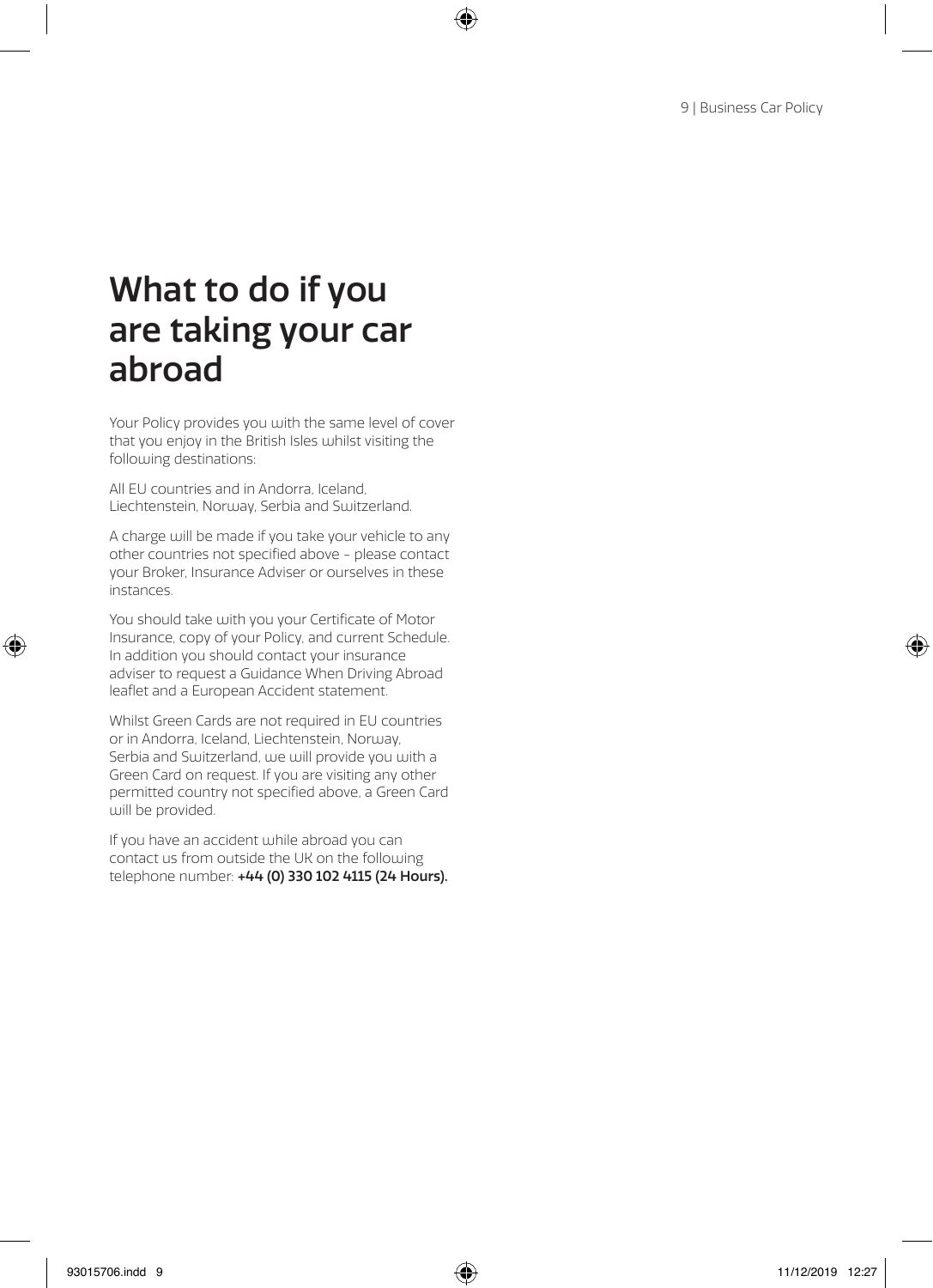# What to do if you are taking your car abroad

Your Policy provides you with the same level of cover that you enjoy in the British Isles whilst visiting the following destinations:

All EU countries and in Andorra, Iceland, Liechtenstein, Norway, Serbia and Switzerland.

A charge will be made if you take your vehicle to any other countries not specified above - please contact your Broker, Insurance Adviser or ourselves in these instances.

You should take with you your Certificate of Motor Insurance, copy of your Policy, and current Schedule. In addition you should contact your insurance adviser to request a Guidance When Driving Abroad leaflet and a European Accident statement.

Whilst Green Cards are not required in EU countries or in Andorra, Iceland, Liechtenstein, Norway, Serbia and Switzerland, we will provide you with a Green Card on request. If you are visiting any other permitted country not specified above, a Green Card will be provided.

If you have an accident while abroad you can contact us from outside the UK on the following telephone number: **+44 (0) 330 102 4115 (24 Hours).**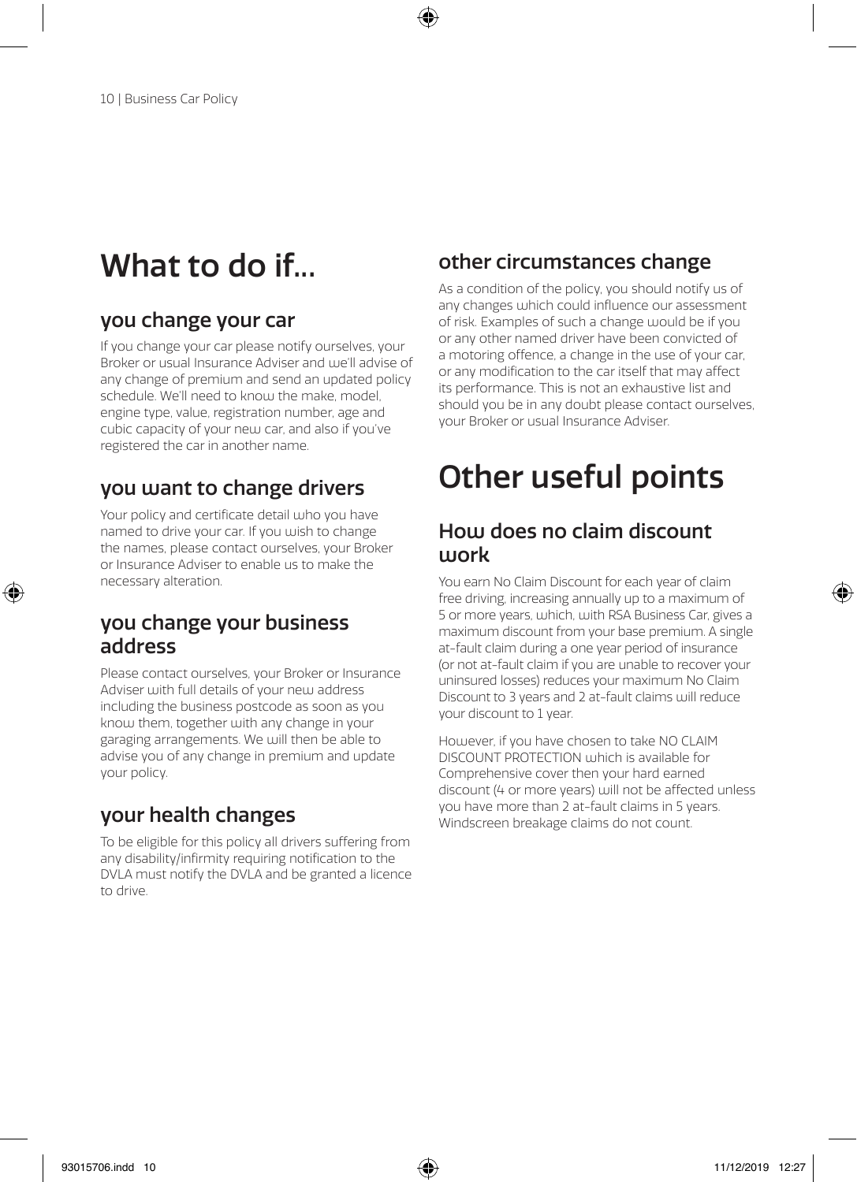# What to do if...

## you change your car

If you change your car please notify ourselves, your Broker or usual Insurance Adviser and we'll advise of any change of premium and send an updated policy schedule. We'll need to know the make, model, engine type, value, registration number, age and cubic capacity of your new car, and also if you've registered the car in another name.

## you want to change drivers

Your policy and certificate detail who you have named to drive your car. If you wish to change the names, please contact ourselves, your Broker or Insurance Adviser to enable us to make the necessary alteration.

## you change your business address

Please contact ourselves, your Broker or Insurance Adviser with full details of your new address including the business postcode as soon as you know them, together with any change in your garaging arrangements. We will then be able to advise you of any change in premium and update your policy.

## your health changes

To be eligible for this policy all drivers suffering from any disability/infirmity requiring notification to the DVLA must notify the DVLA and be granted a licence to drive.

## other circumstances change

As a condition of the policy, you should notify us of any changes which could influence our assessment of risk. Examples of such a change would be if you or any other named driver have been convicted of a motoring offence, a change in the use of your car, or any modification to the car itself that may affect its performance. This is not an exhaustive list and should you be in any doubt please contact ourselves, your Broker or usual Insurance Adviser.

# Other useful points

## How does no claim discount work

You earn No Claim Discount for each year of claim free driving, increasing annually up to a maximum of 5 or more years, which, with RSA Business Car, gives a maximum discount from your base premium. A single at-fault claim during a one year period of insurance (or not at-fault claim if you are unable to recover your uninsured losses) reduces your maximum No Claim Discount to 3 years and 2 at-fault claims will reduce your discount to 1 year.

However, if you have chosen to take NO CLAIM DISCOUNT PROTECTION which is available for Comprehensive cover then your hard earned discount (4 or more years) will not be affected unless you have more than 2 at-fault claims in 5 years. Windscreen breakage claims do not count.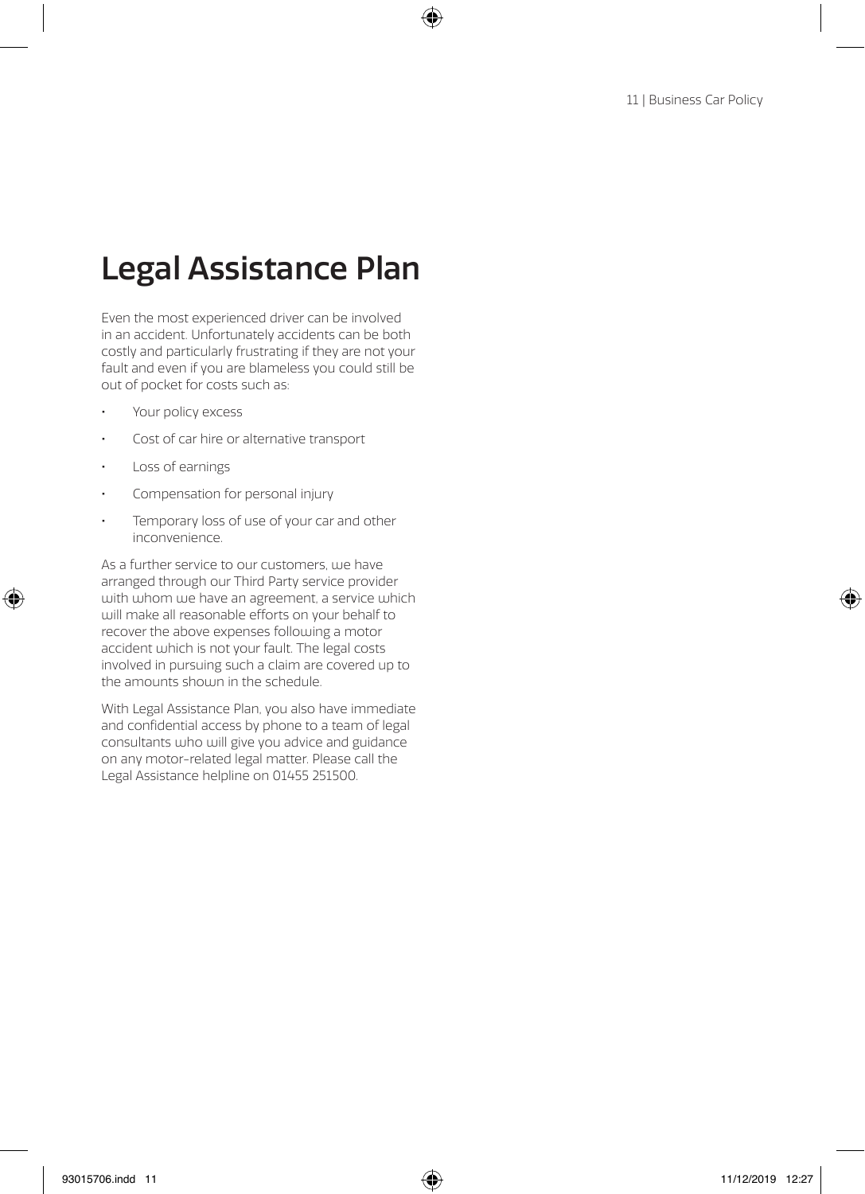# Legal Assistance Plan

Even the most experienced driver can be involved in an accident. Unfortunately accidents can be both costly and particularly frustrating if they are not your fault and even if you are blameless you could still be out of pocket for costs such as:

- Your policy excess
- Cost of car hire or alternative transport
- Loss of earnings
- Compensation for personal injury
- Temporary loss of use of your car and other inconvenience.

As a further service to our customers, we have arranged through our Third Party service provider with whom we have an agreement, a service which will make all reasonable efforts on your behalf to recover the above expenses following a motor accident which is not your fault. The legal costs involved in pursuing such a claim are covered up to the amounts shown in the schedule.

With Legal Assistance Plan, you also have immediate and confidential access by phone to a team of legal consultants who will give you advice and guidance on any motor-related legal matter. Please call the Legal Assistance helpline on 01455 251500.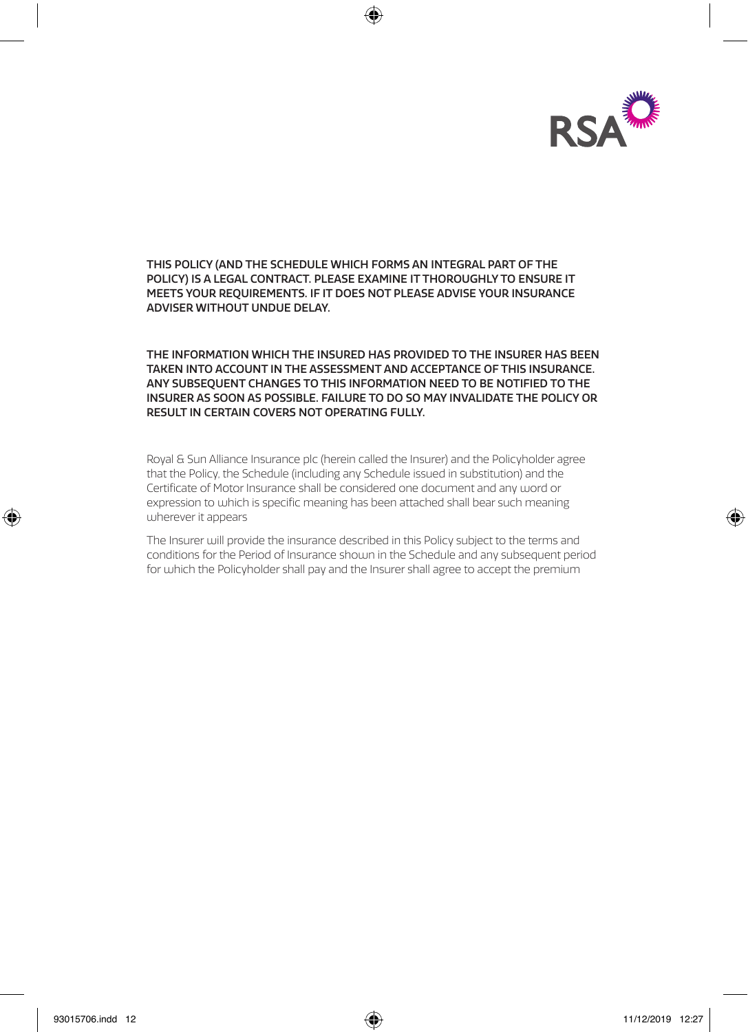**THIS POLICY (AND THE SCHEDULE WHICH FORMS AN INTEGRAL PART OF THE POLICY) IS A LEGAL CONTRACT. PLEASE EXAMINE IT THOROUGHLY TO ENSURE IT MEETS YOUR REQUIREMENTS. IF IT DOES NOT PLEASE ADVISE YOUR INSURANCE ADVISER WITHOUT UNDUE DELAY.**

**THE INFORMATION WHICH THE INSURED HAS PROVIDED TO THE INSURER HAS BEEN TAKEN INTO ACCOUNT IN THE ASSESSMENT AND ACCEPTANCE OF THIS INSURANCE. ANY SUBSEQUENT CHANGES TO THIS INFORMATION NEED TO BE NOTIFIED TO THE INSURER AS SOON AS POSSIBLE. FAILURE TO DO SO MAY INVALIDATE THE POLICY OR RESULT IN CERTAIN COVERS NOT OPERATING FULLY.**

Royal & Sun Alliance Insurance plc (herein called the Insurer) and the Policyholder agree that the Policy, the Schedule (including any Schedule issued in substitution) and the Certificate of Motor Insurance shall be considered one document and any word or expression to which is specific meaning has been attached shall bear such meaning wherever it appears

The Insurer will provide the insurance described in this Policy subject to the terms and conditions for the Period of Insurance shown in the Schedule and any subsequent period for which the Policyholder shall pay and the Insurer shall agree to accept the premium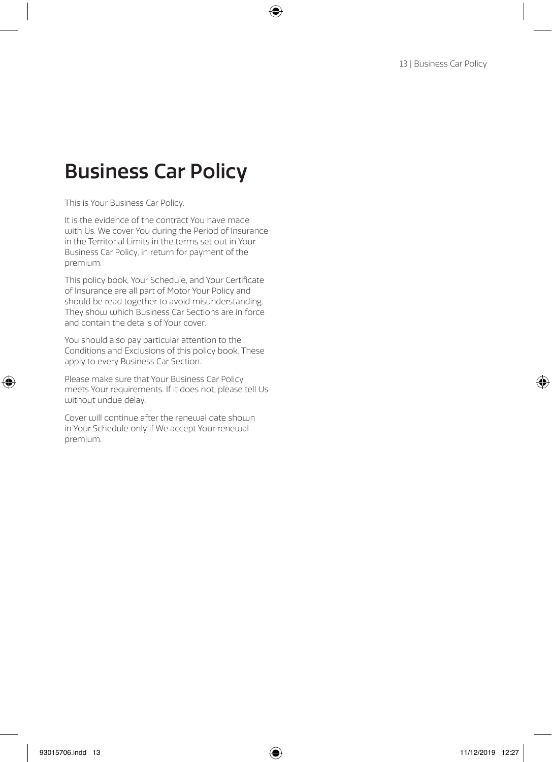# Business Car Policy

This is Your Business Car Policy.

It is the evidence of the contract You have made with Us. We cover You during the Period of Insurance in the Territorial Limits in the terms set out in Your Business Car Policy, in return for payment of the premium.

This policy book, Your Schedule, and Your Certificate of Insurance are all part of Motor Your Policy and should be read together to avoid misunderstanding. They show which Business Car Sections are in force and contain the details of Your cover.

You should also pay particular attention to the Conditions and Exclusions of this policy book. These apply to every Business Car Section.

Please make sure that Your Business Car Policy meets Your requirements. If it does not, please tell Us without undue delay.

Cover will continue after the renewal date shown in Your Schedule only if We accept Your renewal premium.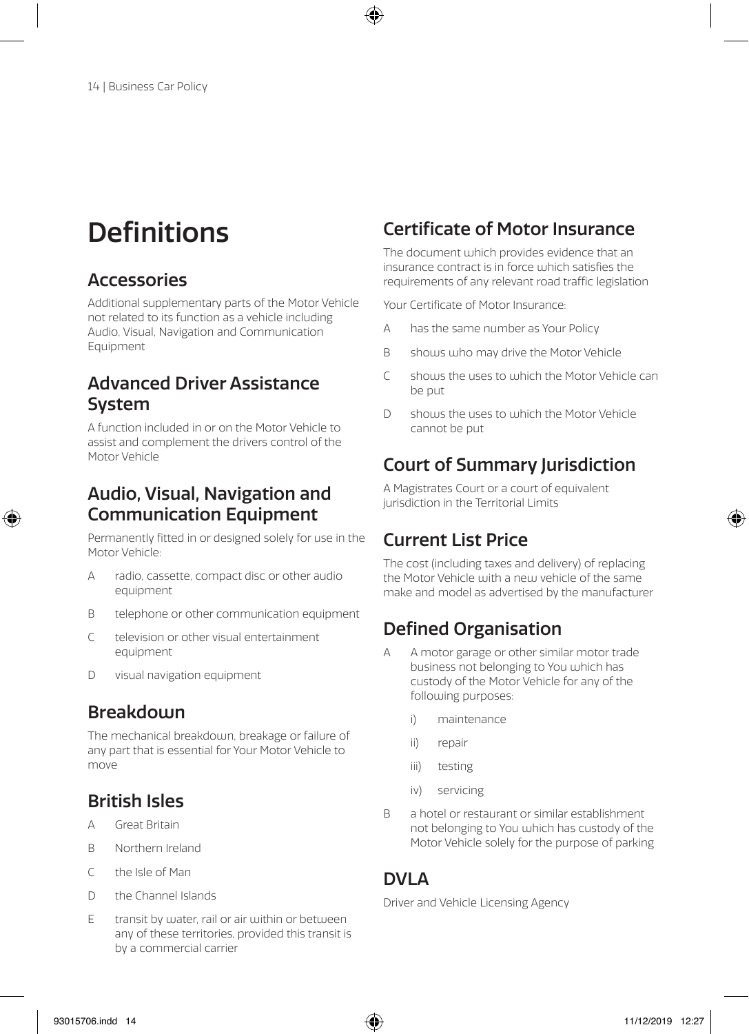# Definitions

## Accessories

Additional supplementary parts of the Motor Vehicle not related to its function as a vehicle including Audio, Visual, Navigation and Communication Equipment

## Advanced Driver Assistance System

A function included in or on the Motor Vehicle to assist and complement the drivers control of the Motor Vehicle

## Audio, Visual, Navigation and Communication Equipment

Permanently fitted in or designed solely for use in the Motor Vehicle:

- A radio, cassette, compact disc or other audio equipment
- B telephone or other communication equipment
- C television or other visual entertainment equipment
- D visual navigation equipment

## Breakdown

The mechanical breakdown, breakage or failure of any part that is essential for Your Motor Vehicle to move

## British Isles

- A Great Britain
- B Northern Ireland
- C the Isle of Man
- D the Channel Islands
- E transit by water, rail or air within or between any of these territories, provided this transit is by a commercial carrier

## Certificate of Motor Insurance

The document which provides evidence that an insurance contract is in force which satisfies the requirements of any relevant road traffic legislation

Your Certificate of Motor Insurance:

- A has the same number as Your Policy
- B shows who may drive the Motor Vehicle
- C shows the uses to which the Motor Vehicle can be put
- D shows the uses to which the Motor Vehicle cannot be put

## Court of Summary Jurisdiction

A Magistrates Court or a court of equivalent jurisdiction in the Territorial Limits

## Current List Price

The cost (including taxes and delivery) of replacing the Motor Vehicle with a new vehicle of the same make and model as advertised by the manufacturer

## Defined Organisation

- A A motor garage or other similar motor trade business not belonging to You which has custody of the Motor Vehicle for any of the following purposes:
  - i) maintenance
  - ii) repair
  - iii) testing
  - iv) servicing
- B a hotel or restaurant or similar establishment not belonging to You which has custody of the Motor Vehicle solely for the purpose of parking

## DVLA

Driver and Vehicle Licensing Agency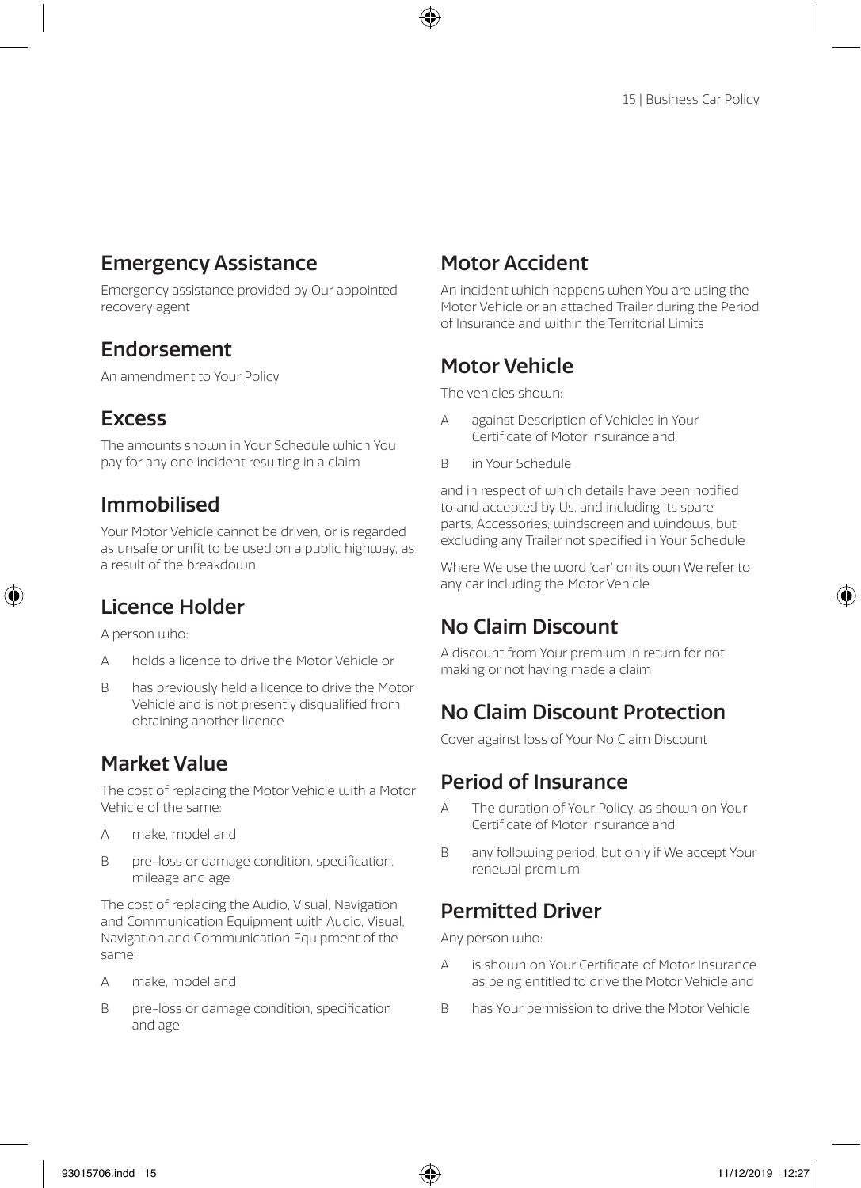## Emergency Assistance

Emergency assistance provided by Our appointed recovery agent

## Endorsement

An amendment to Your Policy

## Excess

The amounts shown in Your Schedule which You pay for any one incident resulting in a claim

## Immobilised

Your Motor Vehicle cannot be driven, or is regarded as unsafe or unfit to be used on a public highway, as a result of the breakdown

## Licence Holder

A person who:

A holds a licence to drive the Motor Vehicle or

B has previously held a licence to drive the Motor Vehicle and is not presently disqualified from obtaining another licence

## Market Value

The cost of replacing the Motor Vehicle with a Motor Vehicle of the same:

A make, model and

B pre-loss or damage condition, specification, mileage and age

The cost of replacing the Audio, Visual, Navigation and Communication Equipment with Audio, Visual, Navigation and Communication Equipment of the same:

A make, model and

B pre-loss or damage condition, specification and age

## Motor Accident

An incident which happens when You are using the Motor Vehicle or an attached Trailer during the Period of Insurance and within the Territorial Limits

## Motor Vehicle

The vehicles shown:

A against Description of Vehicles in Your Certificate of Motor Insurance and

B in Your Schedule

and in respect of which details have been notified to and accepted by Us, and including its spare parts, Accessories, windscreen and windows, but excluding any Trailer not specified in Your Schedule

Where We use the word 'car' on its own We refer to any car including the Motor Vehicle

## No Claim Discount

A discount from Your premium in return for not making or not having made a claim

## No Claim Discount Protection

Cover against loss of Your No Claim Discount

## Period of Insurance

A The duration of Your Policy, as shown on Your Certificate of Motor Insurance and

B any following period, but only if We accept Your renewal premium

## Permitted Driver

Any person who:

A is shown on Your Certificate of Motor Insurance as being entitled to drive the Motor Vehicle and

B has Your permission to drive the Motor Vehicle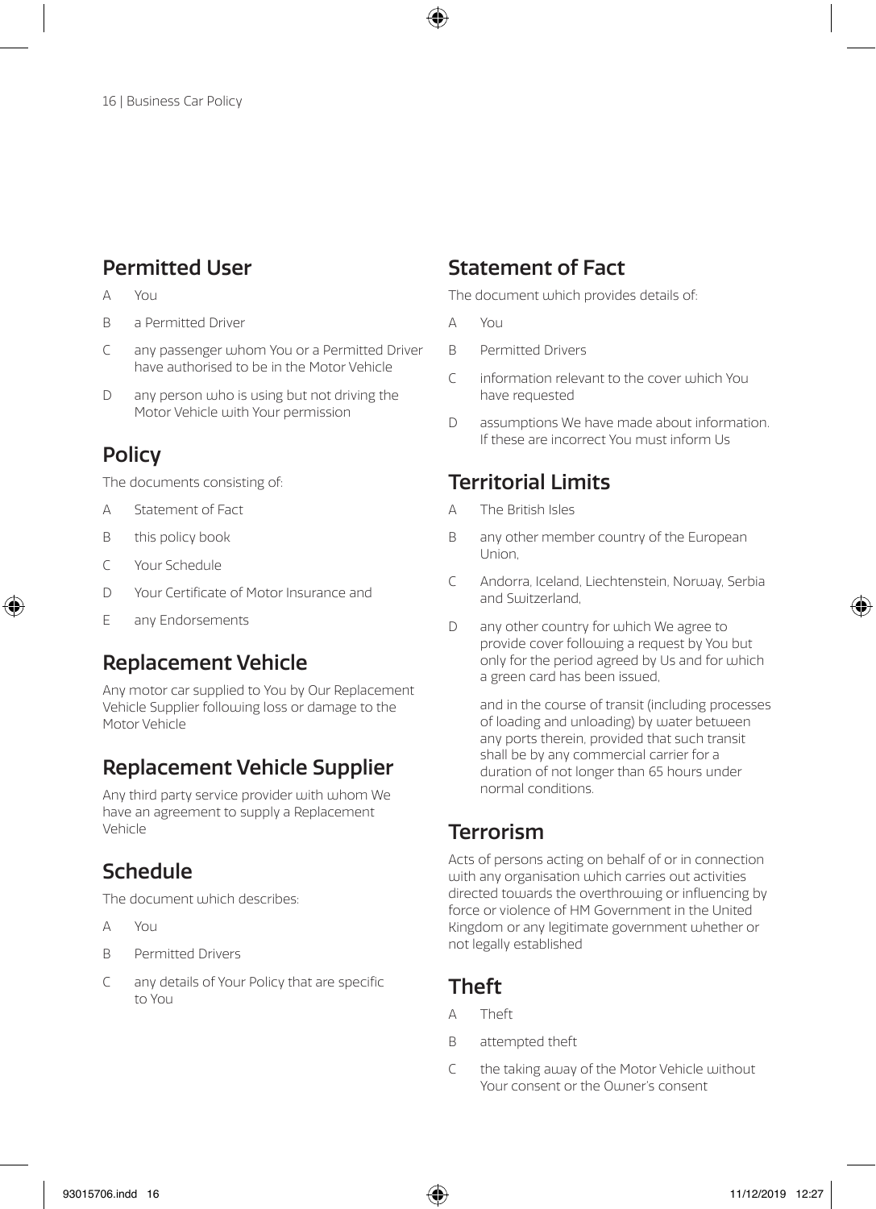## Permitted User

A You

B a Permitted Driver

C any passenger whom You or a Permitted Driver have authorised to be in the Motor Vehicle

D any person who is using but not driving the Motor Vehicle with Your permission

## Policy

The documents consisting of:

A Statement of Fact

B this policy book

C Your Schedule

D Your Certificate of Motor Insurance and

E any Endorsements

## Replacement Vehicle

Any motor car supplied to You by Our Replacement Vehicle Supplier following loss or damage to the Motor Vehicle

## Replacement Vehicle Supplier

Any third party service provider with whom We have an agreement to supply a Replacement Vehicle

## Schedule

The document which describes:

A You

B Permitted Drivers

C any details of Your Policy that are specific to You

## Statement of Fact

The document which provides details of:

A You

B Permitted Drivers

C information relevant to the cover which You have requested

D assumptions We have made about information. If these are incorrect You must inform Us

## Territorial Limits

A The British Isles

B any other member country of the European Union,

C Andorra, Iceland, Liechtenstein, Norway, Serbia and Switzerland,

D any other country for which We agree to provide cover following a request by You but only for the period agreed by Us and for which a green card has been issued,

and in the course of transit (including processes of loading and unloading) by water between any ports therein, provided that such transit shall be by any commercial carrier for a duration of not longer than 65 hours under normal conditions.

## Terrorism

Acts of persons acting on behalf of or in connection with any organisation which carries out activities directed towards the overthrowing or influencing by force or violence of HM Government in the United Kingdom or any legitimate government whether or not legally established

## Theft

A Theft

B attempted theft

C the taking away of the Motor Vehicle without Your consent or the Owner's consent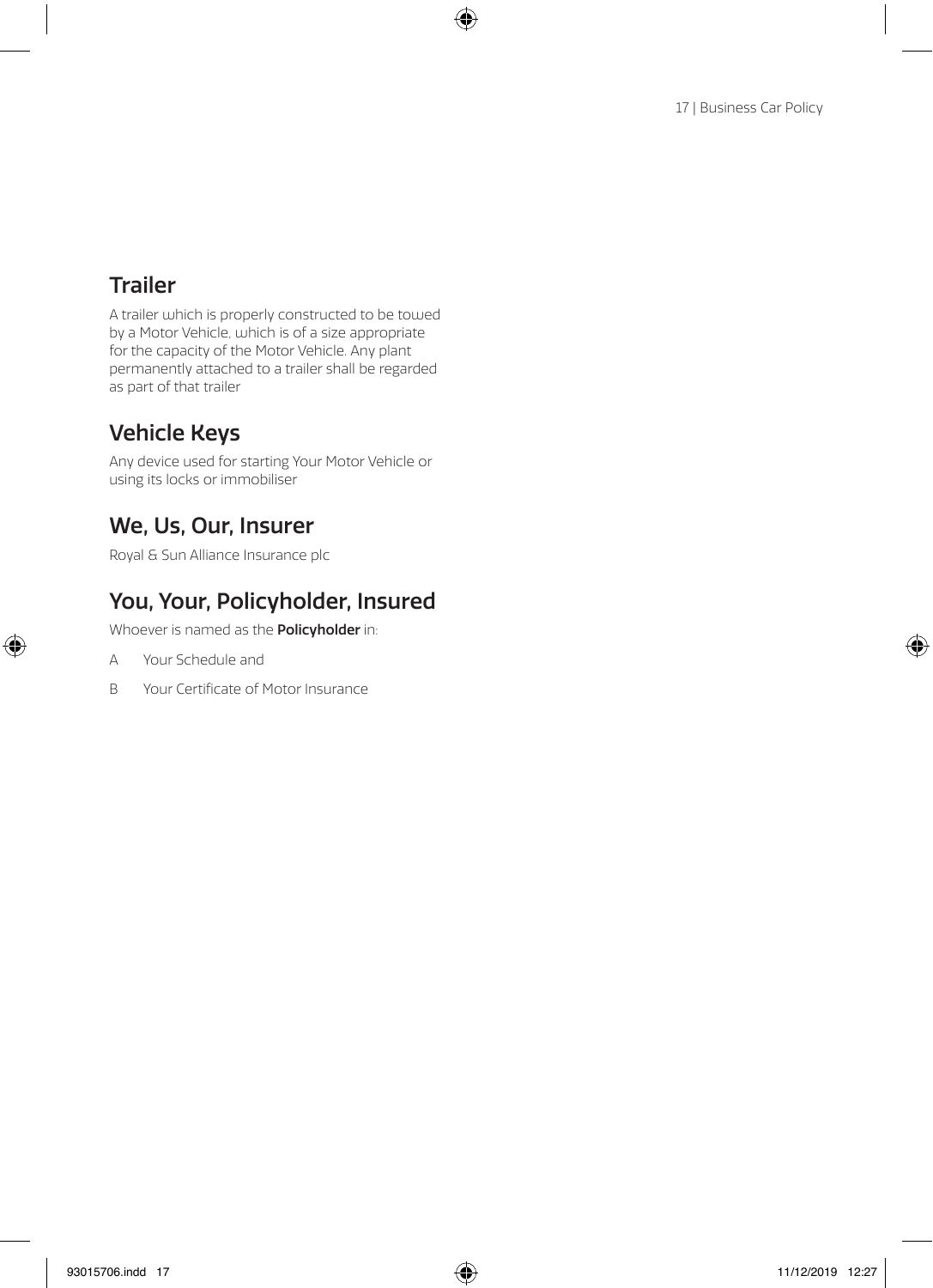## Trailer

A trailer which is properly constructed to be towed by a Motor Vehicle, which is of a size appropriate for the capacity of the Motor Vehicle. Any plant permanently attached to a trailer shall be regarded as part of that trailer

## Vehicle Keys

Any device used for starting Your Motor Vehicle or using its locks or immobiliser

## We, Us, Our, Insurer

Royal & Sun Alliance Insurance plc

## You, Your, Policyholder, Insured

Whoever is named as the **Policyholder** in:

A Your Schedule and

B Your Certificate of Motor Insurance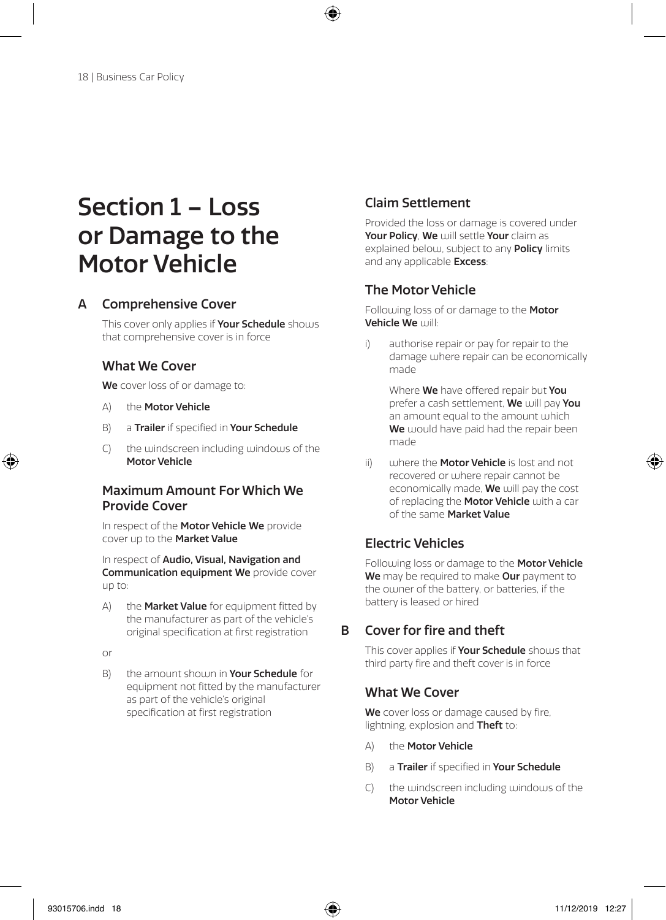# Section 1 – Loss or Damage to the Motor Vehicle

## A Comprehensive Cover

This cover only applies if **Your Schedule** shows that comprehensive cover is in force

### What We Cover

**We** cover loss of or damage to:

A) the **Motor Vehicle**

B) a **Trailer** if specified in **Your Schedule**

C) the windscreen including windows of the **Motor Vehicle**

### Maximum Amount For Which We Provide Cover

In respect of the **Motor Vehicle We** provide cover up to the **Market Value**

In respect of **Audio, Visual, Navigation and Communication equipment We** provide cover up to:

A) the **Market Value** for equipment fitted by the manufacturer as part of the vehicle's original specification at first registration

or

B) the amount shown in **Your Schedule** for equipment not fitted by the manufacturer as part of the vehicle's original specification at first registration

### Claim Settlement

Provided the loss or damage is covered under **Your Policy**, **We** will settle **Your** claim as explained below, subject to any **Policy** limits and any applicable **Excess**:

### The Motor Vehicle

Following loss of or damage to the **Motor Vehicle We** will:

i) authorise repair or pay for repair to the damage where repair can be economically made

   Where **We** have offered repair but **You** prefer a cash settlement, **We** will pay **You** an amount equal to the amount which **We** would have paid had the repair been made

ii) where the **Motor Vehicle** is lost and not recovered or where repair cannot be economically made, **We** will pay the cost of replacing the **Motor Vehicle** with a car of the same **Market Value**

### Electric Vehicles

Following loss or damage to the **Motor Vehicle We** may be required to make **Our** payment to the owner of the battery, or batteries, if the battery is leased or hired

## B Cover for fire and theft

This cover applies if **Your Schedule** shows that third party fire and theft cover is in force

### What We Cover

**We** cover loss or damage caused by fire, lightning, explosion and **Theft** to:

A) the **Motor Vehicle**

B) a **Trailer** if specified in **Your Schedule**

C) the windscreen including windows of the **Motor Vehicle**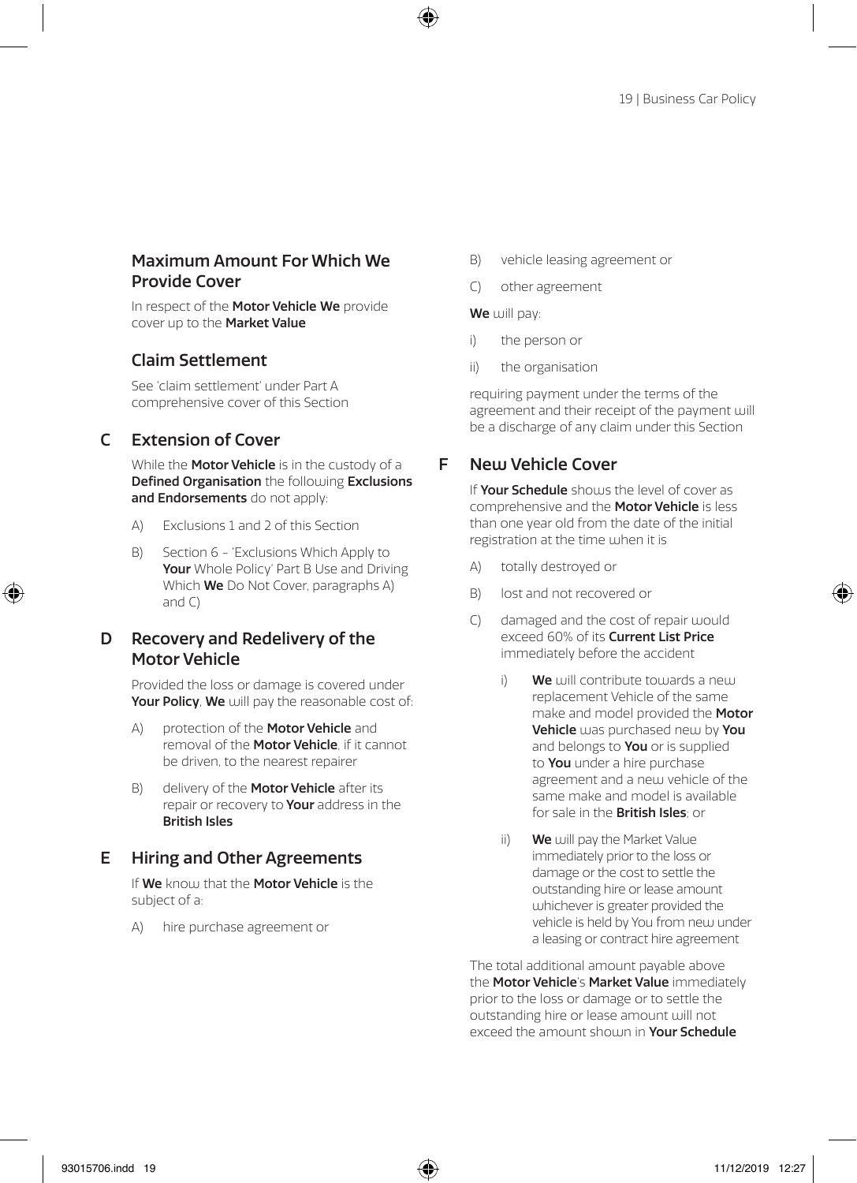### Maximum Amount For Which We Provide Cover

In respect of the **Motor Vehicle We** provide cover up to the **Market Value**

### Claim Settlement

See 'claim settlement' under Part A comprehensive cover of this Section

## C Extension of Cover

While the **Motor Vehicle** is in the custody of a **Defined Organisation** the following **Exclusions and Endorsements** do not apply:

A) Exclusions 1 and 2 of this Section

B) Section 6 - 'Exclusions Which Apply to **Your** Whole Policy' Part B Use and Driving Which **We** Do Not Cover, paragraphs A) and C)

## D Recovery and Redelivery of the Motor Vehicle

Provided the loss or damage is covered under **Your Policy**, **We** will pay the reasonable cost of:

A) protection of the **Motor Vehicle** and removal of the **Motor Vehicle**, if it cannot be driven, to the nearest repairer

B) delivery of the **Motor Vehicle** after its repair or recovery to **Your** address in the **British Isles**

## E Hiring and Other Agreements

If **We** know that the **Motor Vehicle** is the subject of a:

A) hire purchase agreement or

B) vehicle leasing agreement or

C) other agreement

**We** will pay:

i) the person or

ii) the organisation

requiring payment under the terms of the agreement and their receipt of the payment will be a discharge of any claim under this Section

## F New Vehicle Cover

If **Your Schedule** shows the level of cover as comprehensive and the **Motor Vehicle** is less than one year old from the date of the initial registration at the time when it is

A) totally destroyed or

B) lost and not recovered or

C) damaged and the cost of repair would exceed 60% of its **Current List Price** immediately before the accident

  i) **We** will contribute towards a new replacement Vehicle of the same make and model provided the **Motor Vehicle** was purchased new by **You** and belongs to **You** or is supplied to **You** under a hire purchase agreement and a new vehicle of the same make and model is available for sale in the **British Isles**; or

  ii) **We** will pay the Market Value immediately prior to the loss or damage or the cost to settle the outstanding hire or lease amount whichever is greater provided the vehicle is held by You from new under a leasing or contract hire agreement

The total additional amount payable above the **Motor Vehicle**'s **Market Value** immediately prior to the loss or damage or to settle the outstanding hire or lease amount will not exceed the amount shown in **Your Schedule**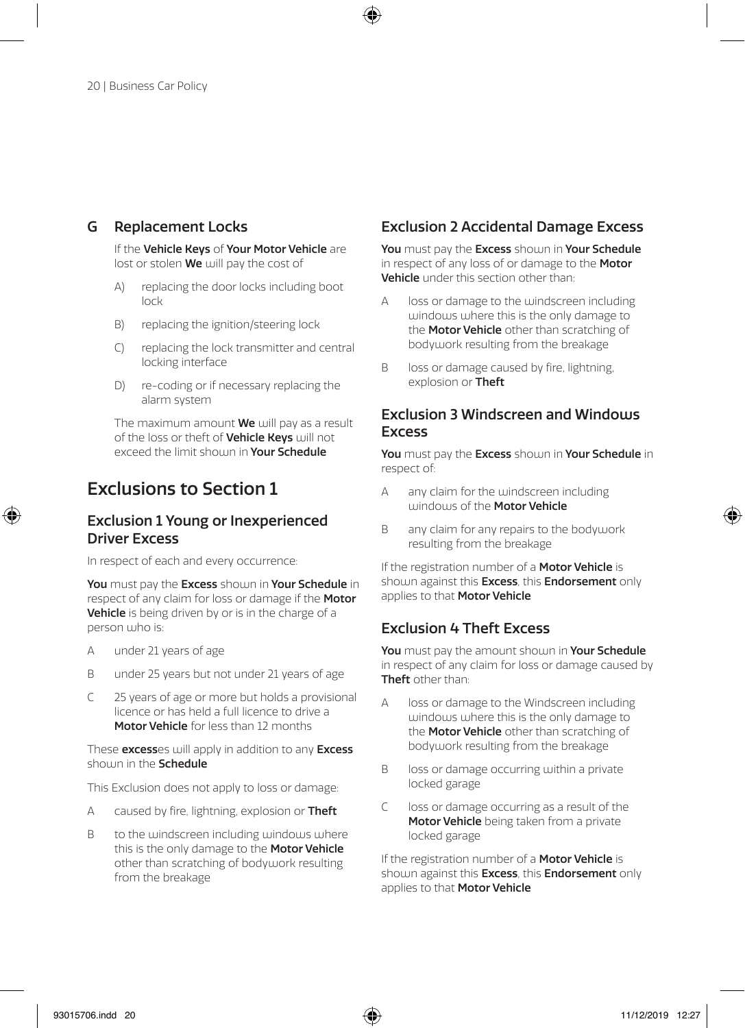## G Replacement Locks

If the **Vehicle Keys** of **Your Motor Vehicle** are lost or stolen **We** will pay the cost of

A) replacing the door locks including boot lock

B) replacing the ignition/steering lock

C) replacing the lock transmitter and central locking interface

D) re-coding or if necessary replacing the alarm system

The maximum amount **We** will pay as a result of the loss or theft of **Vehicle Keys** will not exceed the limit shown in **Your Schedule**

# Exclusions to Section 1

## Exclusion 1 Young or Inexperienced Driver Excess

In respect of each and every occurrence:

**You** must pay the **Excess** shown in **Your Schedule** in respect of any claim for loss or damage if the **Motor Vehicle** is being driven by or is in the charge of a person who is:

A under 21 years of age

B under 25 years but not under 21 years of age

C 25 years of age or more but holds a provisional licence or has held a full licence to drive a **Motor Vehicle** for less than 12 months

These **excess**es will apply in addition to any **Excess** shown in the **Schedule**

This Exclusion does not apply to loss or damage:

A caused by fire, lightning, explosion or **Theft**

B to the windscreen including windows where this is the only damage to the **Motor Vehicle** other than scratching of bodywork resulting from the breakage

## Exclusion 2 Accidental Damage Excess

**You** must pay the **Excess** shown in **Your Schedule** in respect of any loss of or damage to the **Motor Vehicle** under this section other than:

A loss or damage to the windscreen including windows where this is the only damage to the **Motor Vehicle** other than scratching of bodywork resulting from the breakage

B loss or damage caused by fire, lightning, explosion or **Theft**

## Exclusion 3 Windscreen and Windows Excess

**You** must pay the **Excess** shown in **Your Schedule** in respect of:

A any claim for the windscreen including windows of the **Motor Vehicle**

B any claim for any repairs to the bodywork resulting from the breakage

If the registration number of a **Motor Vehicle** is shown against this **Excess**, this **Endorsement** only applies to that **Motor Vehicle**

## Exclusion 4 Theft Excess

**You** must pay the amount shown in **Your Schedule** in respect of any claim for loss or damage caused by **Theft** other than:

A loss or damage to the Windscreen including windows where this is the only damage to the **Motor Vehicle** other than scratching of bodywork resulting from the breakage

B loss or damage occurring within a private locked garage

C loss or damage occurring as a result of the **Motor Vehicle** being taken from a private locked garage

If the registration number of a **Motor Vehicle** is shown against this **Excess**, this **Endorsement** only applies to that **Motor Vehicle**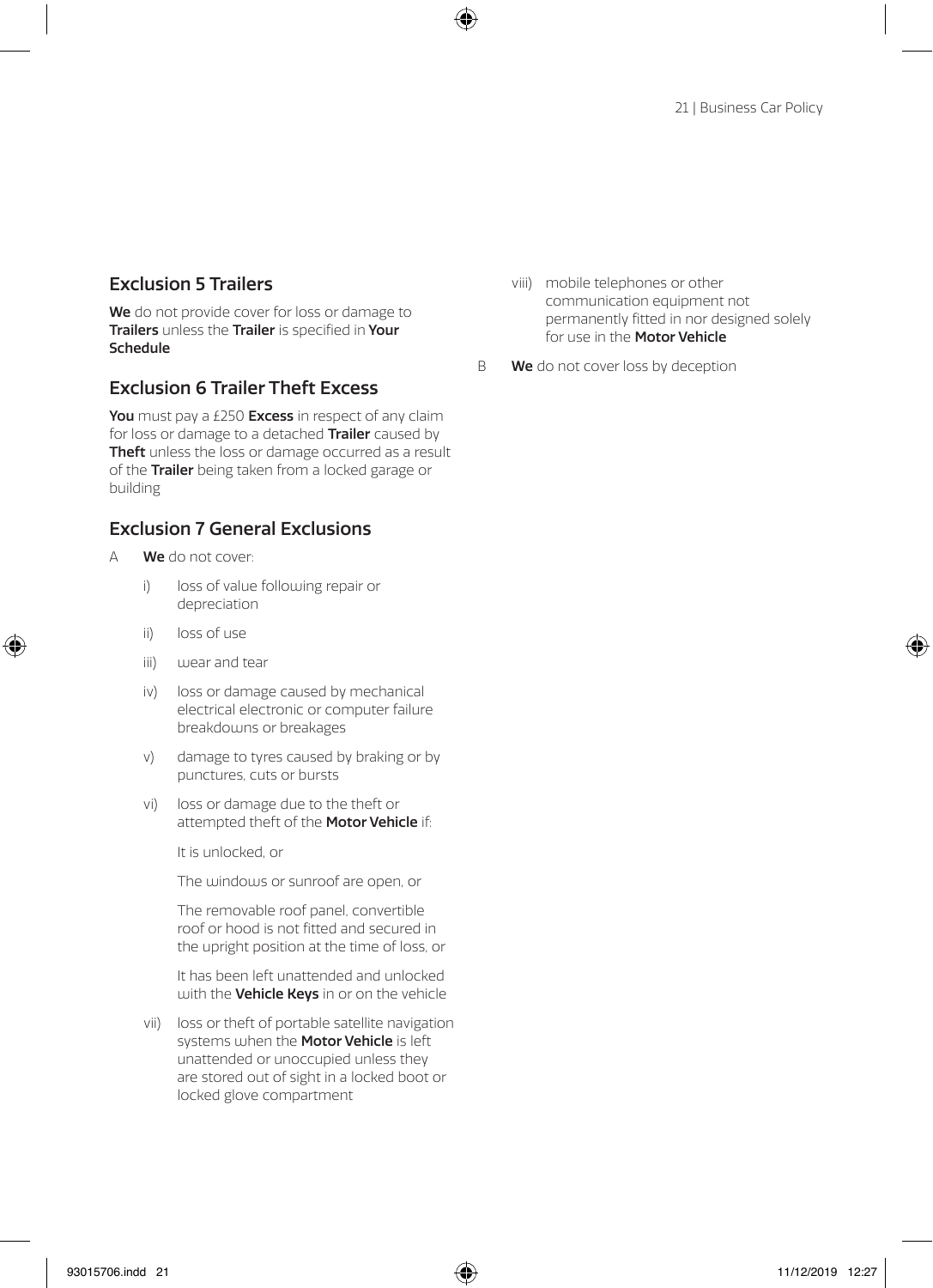## Exclusion 5 Trailers

**We** do not provide cover for loss or damage to **Trailers** unless the **Trailer** is specified in **Your Schedule**

## Exclusion 6 Trailer Theft Excess

**You** must pay a £250 **Excess** in respect of any claim for loss or damage to a detached **Trailer** caused by **Theft** unless the loss or damage occurred as a result of the **Trailer** being taken from a locked garage or building

## Exclusion 7 General Exclusions

A **We** do not cover:

- i) loss of value following repair or depreciation
- ii) loss of use
- iii) wear and tear
- iv) loss or damage caused by mechanical electrical electronic or computer failure breakdowns or breakages
- v) damage to tyres caused by braking or by punctures, cuts or bursts
- vi) loss or damage due to the theft or attempted theft of the **Motor Vehicle** if:

  It is unlocked, or

  The windows or sunroof are open, or

  The removable roof panel, convertible roof or hood is not fitted and secured in the upright position at the time of loss, or

  It has been left unattended and unlocked with the **Vehicle Keys** in or on the vehicle
- vii) loss or theft of portable satellite navigation systems when the **Motor Vehicle** is left unattended or unoccupied unless they are stored out of sight in a locked boot or locked glove compartment
- viii) mobile telephones or other communication equipment not permanently fitted in nor designed solely for use in the **Motor Vehicle**

B **We** do not cover loss by deception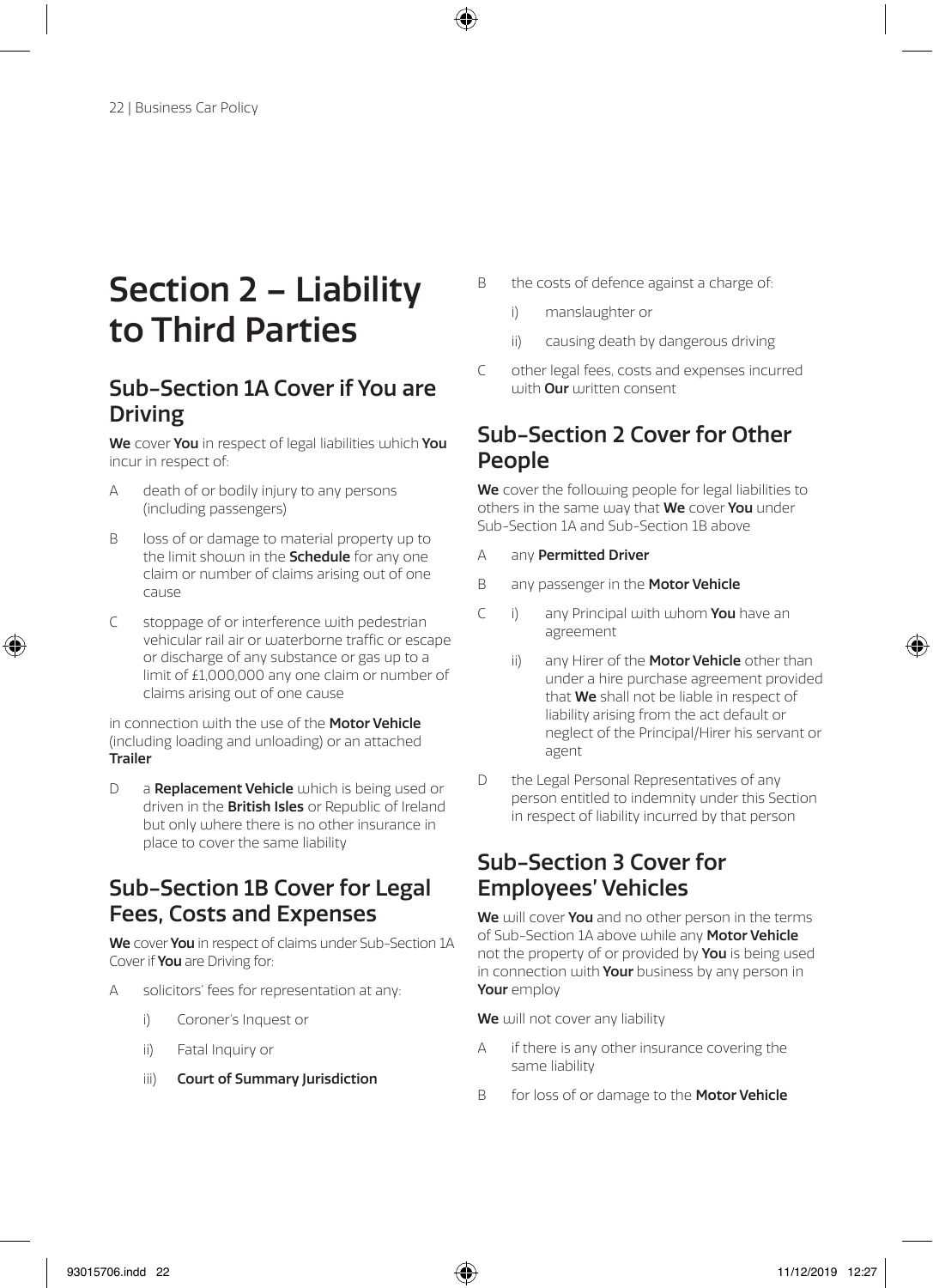# Section 2 – Liability to Third Parties

## Sub-Section 1A Cover if You are Driving

**We** cover **You** in respect of legal liabilities which **You** incur in respect of:

A death of or bodily injury to any persons (including passengers)

B loss of or damage to material property up to the limit shown in the **Schedule** for any one claim or number of claims arising out of one cause

C stoppage of or interference with pedestrian vehicular rail air or waterborne traffic or escape or discharge of any substance or gas up to a limit of £1,000,000 any one claim or number of claims arising out of one cause

in connection with the use of the **Motor Vehicle** (including loading and unloading) or an attached **Trailer**

D a **Replacement Vehicle** which is being used or driven in the **British Isles** or Republic of Ireland but only where there is no other insurance in place to cover the same liability

## Sub-Section 1B Cover for Legal Fees, Costs and Expenses

**We** cover **You** in respect of claims under Sub-Section 1A Cover if **You** are Driving for:

A solicitors' fees for representation at any:

  i) Coroner's Inquest or

  ii) Fatal Inquiry or

  iii) **Court of Summary Jurisdiction**

B the costs of defence against a charge of:

  i) manslaughter or

  ii) causing death by dangerous driving

C other legal fees, costs and expenses incurred with **Our** written consent

## Sub-Section 2 Cover for Other People

**We** cover the following people for legal liabilities to others in the same way that **We** cover **You** under Sub-Section 1A and Sub-Section 1B above

A any **Permitted Driver**

B any passenger in the **Motor Vehicle**

C i) any Principal with whom **You** have an agreement

  ii) any Hirer of the **Motor Vehicle** other than under a hire purchase agreement provided that **We** shall not be liable in respect of liability arising from the act default or neglect of the Principal/Hirer his servant or agent

D the Legal Personal Representatives of any person entitled to indemnity under this Section in respect of liability incurred by that person

## Sub-Section 3 Cover for Employees' Vehicles

**We** will cover **You** and no other person in the terms of Sub-Section 1A above while any **Motor Vehicle** not the property of or provided by **You** is being used in connection with **Your** business by any person in **Your** employ

**We** will not cover any liability

A if there is any other insurance covering the same liability

B for loss of or damage to the **Motor Vehicle**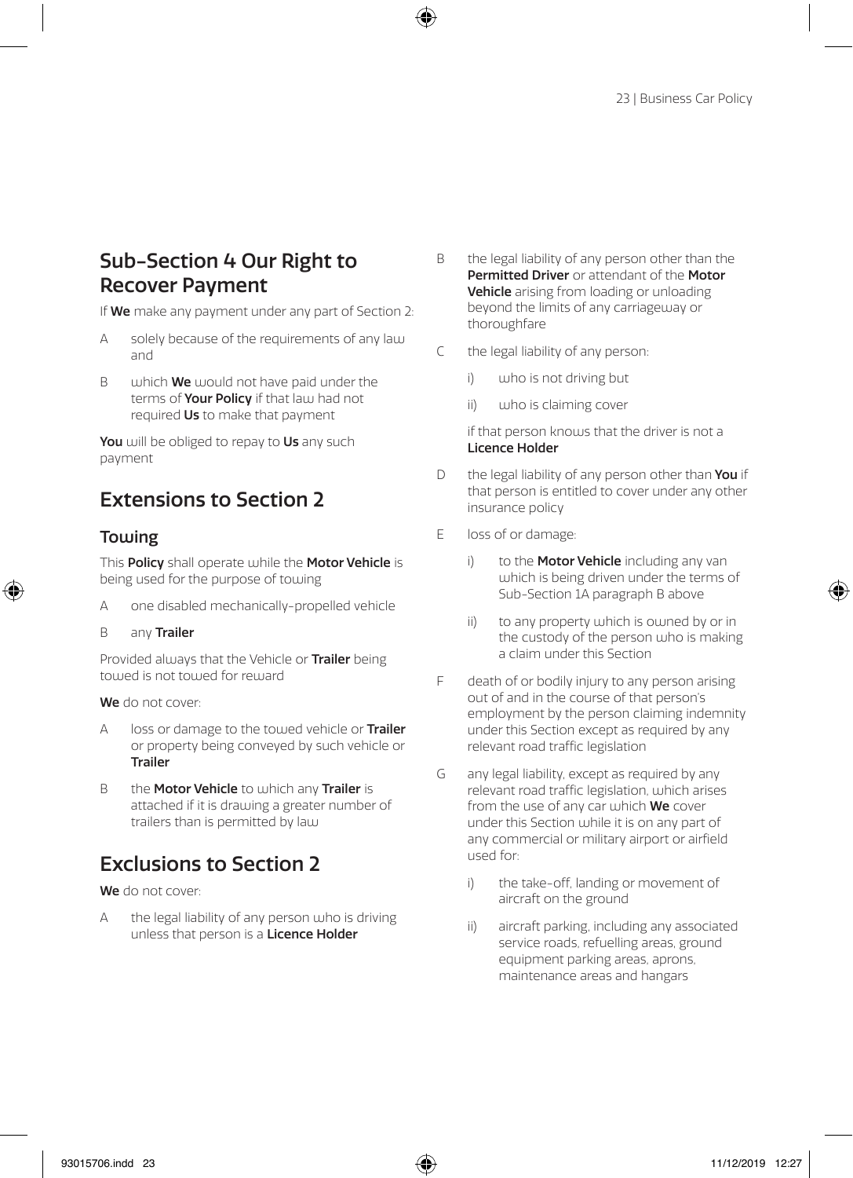## Sub-Section 4 Our Right to Recover Payment

If **We** make any payment under any part of Section 2:

A solely because of the requirements of any law and

B which **We** would not have paid under the terms of **Your Policy** if that law had not required **Us** to make that payment

**You** will be obliged to repay to **Us** any such payment

## Extensions to Section 2

### Towing

This **Policy** shall operate while the **Motor Vehicle** is being used for the purpose of towing

A one disabled mechanically-propelled vehicle

B any **Trailer**

Provided always that the Vehicle or **Trailer** being towed is not towed for reward

**We** do not cover:

A loss or damage to the towed vehicle or **Trailer** or property being conveyed by such vehicle or **Trailer**

B the **Motor Vehicle** to which any **Trailer** is attached if it is drawing a greater number of trailers than is permitted by law

## Exclusions to Section 2

**We** do not cover:

A the legal liability of any person who is driving unless that person is a **Licence Holder**

B the legal liability of any person other than the **Permitted Driver** or attendant of the **Motor Vehicle** arising from loading or unloading beyond the limits of any carriageway or thoroughfare

C the legal liability of any person:

i) who is not driving but

ii) who is claiming cover

if that person knows that the driver is not a **Licence Holder**

D the legal liability of any person other than **You** if that person is entitled to cover under any other insurance policy

E loss of or damage:

i) to the **Motor Vehicle** including any van which is being driven under the terms of Sub-Section 1A paragraph B above

ii) to any property which is owned by or in the custody of the person who is making a claim under this Section

F death of or bodily injury to any person arising out of and in the course of that person's employment by the person claiming indemnity under this Section except as required by any relevant road traffic legislation

G any legal liability, except as required by any relevant road traffic legislation, which arises from the use of any car which **We** cover under this Section while it is on any part of any commercial or military airport or airfield used for:

i) the take-off, landing or movement of aircraft on the ground

ii) aircraft parking, including any associated service roads, refuelling areas, ground equipment parking areas, aprons, maintenance areas and hangars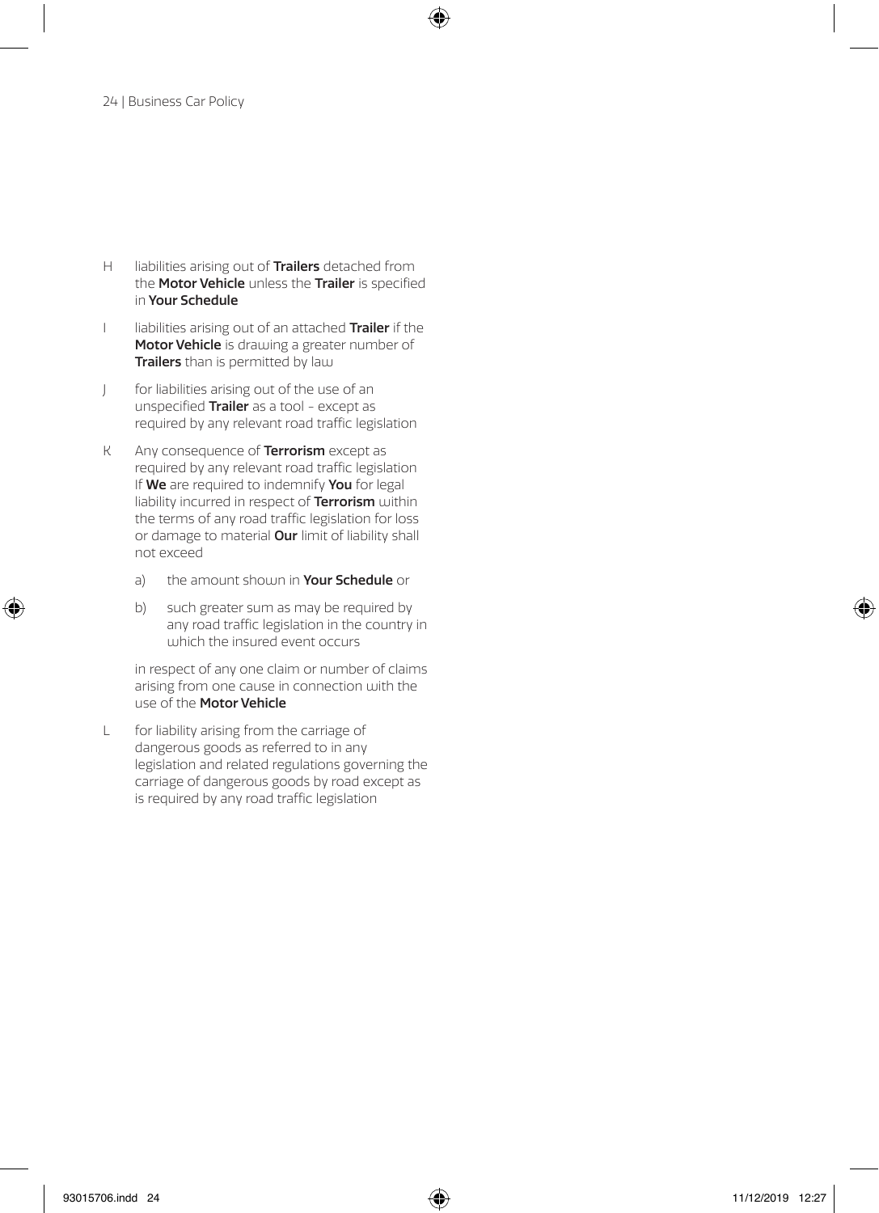H liabilities arising out of **Trailers** detached from the **Motor Vehicle** unless the **Trailer** is specified in **Your Schedule**

I liabilities arising out of an attached **Trailer** if the **Motor Vehicle** is drawing a greater number of **Trailers** than is permitted by law

J for liabilities arising out of the use of an unspecified **Trailer** as a tool - except as required by any relevant road traffic legislation

K Any consequence of **Terrorism** except as required by any relevant road traffic legislation If **We** are required to indemnify **You** for legal liability incurred in respect of **Terrorism** within the terms of any road traffic legislation for loss or damage to material **Our** limit of liability shall not exceed

a) the amount shown in **Your Schedule** or

b) such greater sum as may be required by any road traffic legislation in the country in which the insured event occurs

in respect of any one claim or number of claims arising from one cause in connection with the use of the **Motor Vehicle**

L for liability arising from the carriage of dangerous goods as referred to in any legislation and related regulations governing the carriage of dangerous goods by road except as is required by any road traffic legislation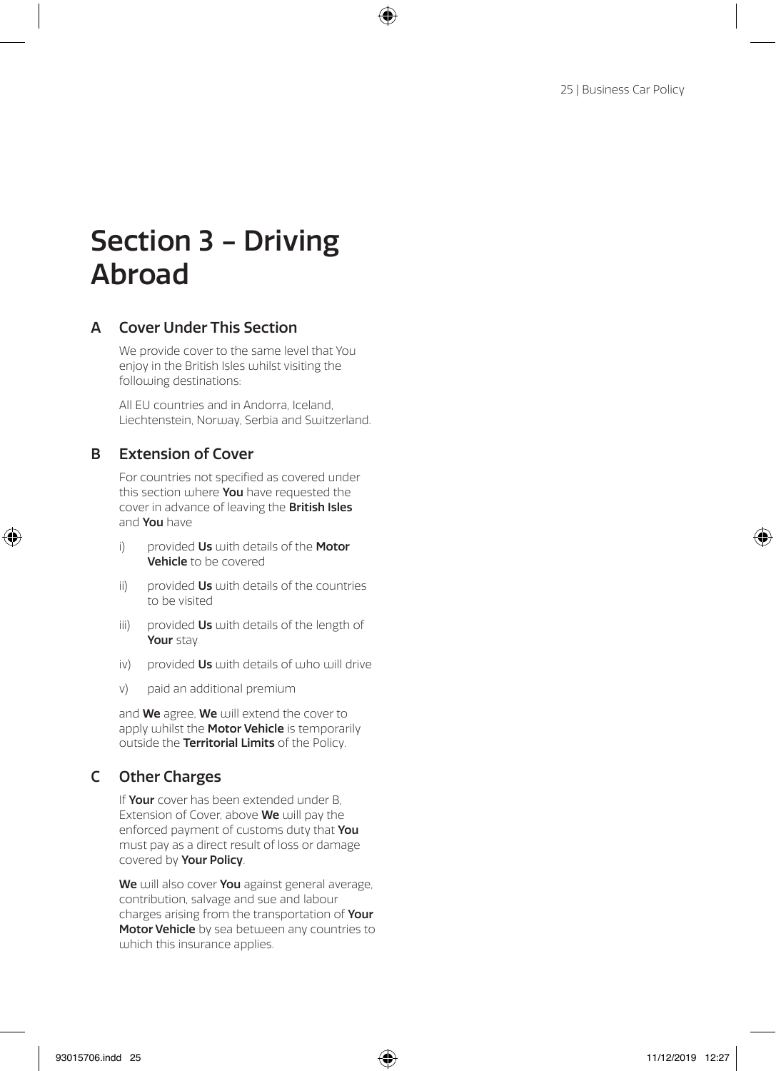# Section 3 – Driving Abroad

## A Cover Under This Section

We provide cover to the same level that You enjoy in the British Isles whilst visiting the following destinations:

All EU countries and in Andorra, Iceland, Liechtenstein, Norway, Serbia and Switzerland.

## B Extension of Cover

For countries not specified as covered under this section where **You** have requested the cover in advance of leaving the **British Isles** and **You** have

i) provided **Us** with details of the **Motor Vehicle** to be covered

ii) provided **Us** with details of the countries to be visited

iii) provided **Us** with details of the length of **Your** stay

iv) provided **Us** with details of who will drive

v) paid an additional premium

and **We** agree, **We** will extend the cover to apply whilst the **Motor Vehicle** is temporarily outside the **Territorial Limits** of the Policy.

## C Other Charges

If **Your** cover has been extended under B, Extension of Cover, above **We** will pay the enforced payment of customs duty that **You** must pay as a direct result of loss or damage covered by **Your Policy**.

**We** will also cover **You** against general average, contribution, salvage and sue and labour charges arising from the transportation of **Your Motor Vehicle** by sea between any countries to which this insurance applies.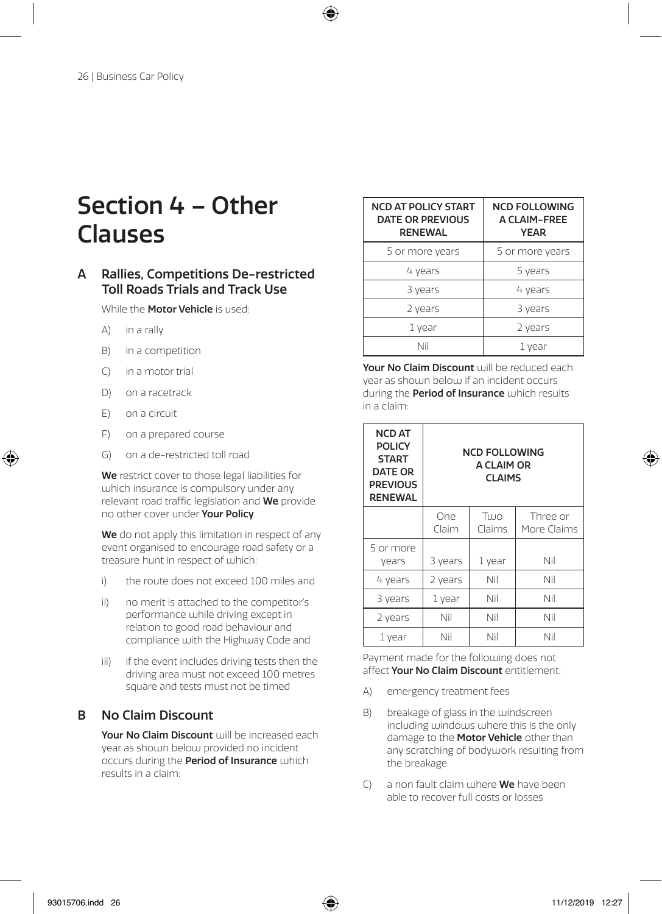# Section 4 – Other Clauses

## A Rallies, Competitions De-restricted Toll Roads Trials and Track Use

While the **Motor Vehicle** is used:

A) in a rally

B) in a competition

C) in a motor trial

D) on a racetrack

E) on a circuit

F) on a prepared course

G) on a de-restricted toll road

**We** restrict cover to those legal liabilities for which insurance is compulsory under any relevant road traffic legislation and **We** provide no other cover under **Your Policy**

**We** do not apply this limitation in respect of any event organised to encourage road safety or a treasure hunt in respect of which:

i) the route does not exceed 100 miles and

ii) no merit is attached to the competitor's performance while driving except in relation to good road behaviour and compliance with the Highway Code and

iii) if the event includes driving tests then the driving area must not exceed 100 metres square and tests must not be timed

## B No Claim Discount

**Your No Claim Discount** will be increased each year as shown below provided no incident occurs during the **Period of Insurance** which results in a claim:

| NCD AT POLICY START DATE OR PREVIOUS RENEWAL | NCD FOLLOWING A CLAIM-FREE YEAR |
|---|---|
| 5 or more years | 5 or more years |
| 4 years | 5 years |
| 3 years | 4 years |
| 2 years | 3 years |
| 1 year | 2 years |
| Nil | 1 year |

**Your No Claim Discount** will be reduced each year as shown below if an incident occurs during the **Period of Insurance** which results in a claim:

| NCD AT POLICY START DATE OR PREVIOUS RENEWAL | NCD FOLLOWING A CLAIM OR CLAIMS | | |
|---|---|---|---|
| | One Claim | Two Claims | Three or More Claims |
| 5 or more years | 3 years | 1 year | Nil |
| 4 years | 2 years | Nil | Nil |
| 3 years | 1 year | Nil | Nil |
| 2 years | Nil | Nil | Nil |
| 1 year | Nil | Nil | Nil |

Payment made for the following does not affect **Your No Claim Discount** entitlement:

A) emergency treatment fees

B) breakage of glass in the windscreen including windows where this is the only damage to the **Motor Vehicle** other than any scratching of bodywork resulting from the breakage

C) a non fault claim where **We** have been able to recover full costs or losses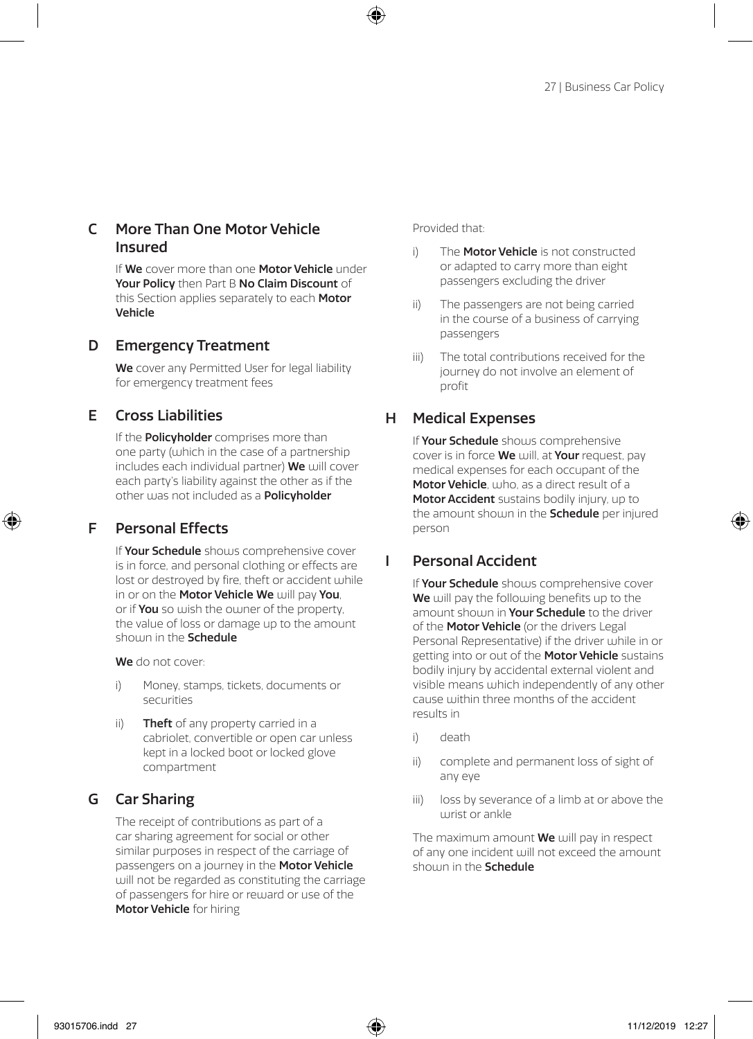## C More Than One Motor Vehicle Insured

If **We** cover more than one **Motor Vehicle** under **Your Policy** then Part B **No Claim Discount** of this Section applies separately to each **Motor Vehicle**

## D Emergency Treatment

**We** cover any Permitted User for legal liability for emergency treatment fees

## E Cross Liabilities

If the **Policyholder** comprises more than one party (which in the case of a partnership includes each individual partner) **We** will cover each party's liability against the other as if the other was not included as a **Policyholder**

## F Personal Effects

If **Your Schedule** shows comprehensive cover is in force, and personal clothing or effects are lost or destroyed by fire, theft or accident while in or on the **Motor Vehicle We** will pay **You**, or if **You** so wish the owner of the property, the value of loss or damage up to the amount shown in the **Schedule**

**We** do not cover:

i) Money, stamps, tickets, documents or securities

ii) **Theft** of any property carried in a cabriolet, convertible or open car unless kept in a locked boot or locked glove compartment

## G Car Sharing

The receipt of contributions as part of a car sharing agreement for social or other similar purposes in respect of the carriage of passengers on a journey in the **Motor Vehicle** will not be regarded as constituting the carriage of passengers for hire or reward or use of the **Motor Vehicle** for hiring

Provided that:

i) The **Motor Vehicle** is not constructed or adapted to carry more than eight passengers excluding the driver

ii) The passengers are not being carried in the course of a business of carrying passengers

iii) The total contributions received for the journey do not involve an element of profit

## H Medical Expenses

If **Your Schedule** shows comprehensive cover is in force **We** will, at **Your** request, pay medical expenses for each occupant of the **Motor Vehicle**, who, as a direct result of a **Motor Accident** sustains bodily injury, up to the amount shown in the **Schedule** per injured person

## I Personal Accident

If **Your Schedule** shows comprehensive cover **We** will pay the following benefits up to the amount shown in **Your Schedule** to the driver of the **Motor Vehicle** (or the drivers Legal Personal Representative) if the driver while in or getting into or out of the **Motor Vehicle** sustains bodily injury by accidental external violent and visible means which independently of any other cause within three months of the accident results in

i) death

ii) complete and permanent loss of sight of any eye

iii) loss by severance of a limb at or above the wrist or ankle

The maximum amount **We** will pay in respect of any one incident will not exceed the amount shown in the **Schedule**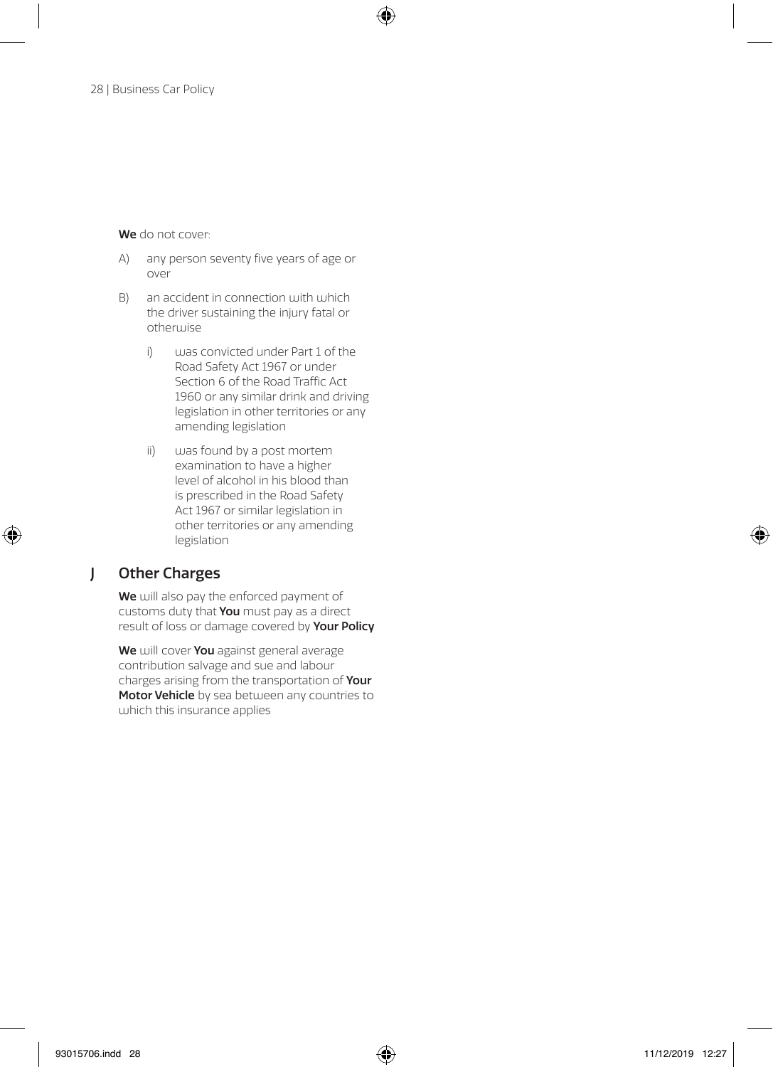**We** do not cover:

A) any person seventy five years of age or over

B) an accident in connection with which the driver sustaining the injury fatal or otherwise

   i) was convicted under Part 1 of the Road Safety Act 1967 or under Section 6 of the Road Traffic Act 1960 or any similar drink and driving legislation in other territories or any amending legislation

   ii) was found by a post mortem examination to have a higher level of alcohol in his blood than is prescribed in the Road Safety Act 1967 or similar legislation in other territories or any amending legislation

## J Other Charges

**We** will also pay the enforced payment of customs duty that **You** must pay as a direct result of loss or damage covered by **Your Policy**

**We** will cover **You** against general average contribution salvage and sue and labour charges arising from the transportation of **Your Motor Vehicle** by sea between any countries to which this insurance applies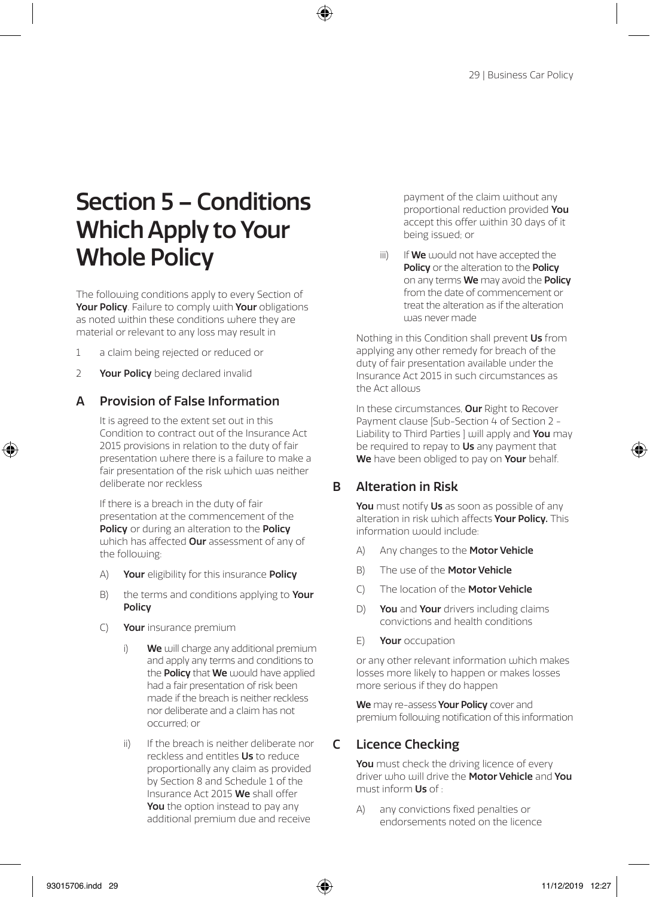# Section 5 – Conditions Which Apply to Your Whole Policy

The following conditions apply to every Section of **Your Policy**. Failure to comply with **Your** obligations as noted within these conditions where they are material or relevant to any loss may result in

1. a claim being rejected or reduced or
2. **Your Policy** being declared invalid

## A Provision of False Information

It is agreed to the extent set out in this Condition to contract out of the Insurance Act 2015 provisions in relation to the duty of fair presentation where there is a failure to make a fair presentation of the risk which was neither deliberate nor reckless

If there is a breach in the duty of fair presentation at the commencement of the **Policy** or during an alteration to the **Policy** which has affected **Our** assessment of any of the following:

A) **Your** eligibility for this insurance **Policy**

B) the terms and conditions applying to **Your Policy**

C) **Your** insurance premium

i) **We** will charge any additional premium and apply any terms and conditions to the **Policy** that **We** would have applied had a fair presentation of risk been made if the breach is neither reckless nor deliberate and a claim has not occurred; or

ii) If the breach is neither deliberate nor reckless and entitles **Us** to reduce proportionally any claim as provided by Section 8 and Schedule 1 of the Insurance Act 2015 **We** shall offer **You** the option instead to pay any additional premium due and receive payment of the claim without any proportional reduction provided **You** accept this offer within 30 days of it being issued; or

iii) If **We** would not have accepted the **Policy** or the alteration to the **Policy** on any terms **We** may avoid the **Policy** from the date of commencement or treat the alteration as if the alteration was never made

Nothing in this Condition shall prevent **Us** from applying any other remedy for breach of the duty of fair presentation available under the Insurance Act 2015 in such circumstances as the Act allows

In these circumstances, **Our** Right to Recover Payment clause [Sub-Section 4 of Section 2 - Liability to Third Parties ] will apply and **You** may be required to repay to **Us** any payment that **We** have been obliged to pay on **Your** behalf.

## B Alteration in Risk

**You** must notify **Us** as soon as possible of any alteration in risk which affects **Your Policy.** This information would include:

A) Any changes to the **Motor Vehicle**

B) The use of the **Motor Vehicle**

C) The location of the **Motor Vehicle**

D) **You** and **Your** drivers including claims convictions and health conditions

E) **Your** occupation

or any other relevant information which makes losses more likely to happen or makes losses more serious if they do happen

**We** may re-assess **Your Policy** cover and premium following notification of this information

## C Licence Checking

**You** must check the driving licence of every driver who will drive the **Motor Vehicle** and **You** must inform **Us** of :

A) any convictions fixed penalties or endorsements noted on the licence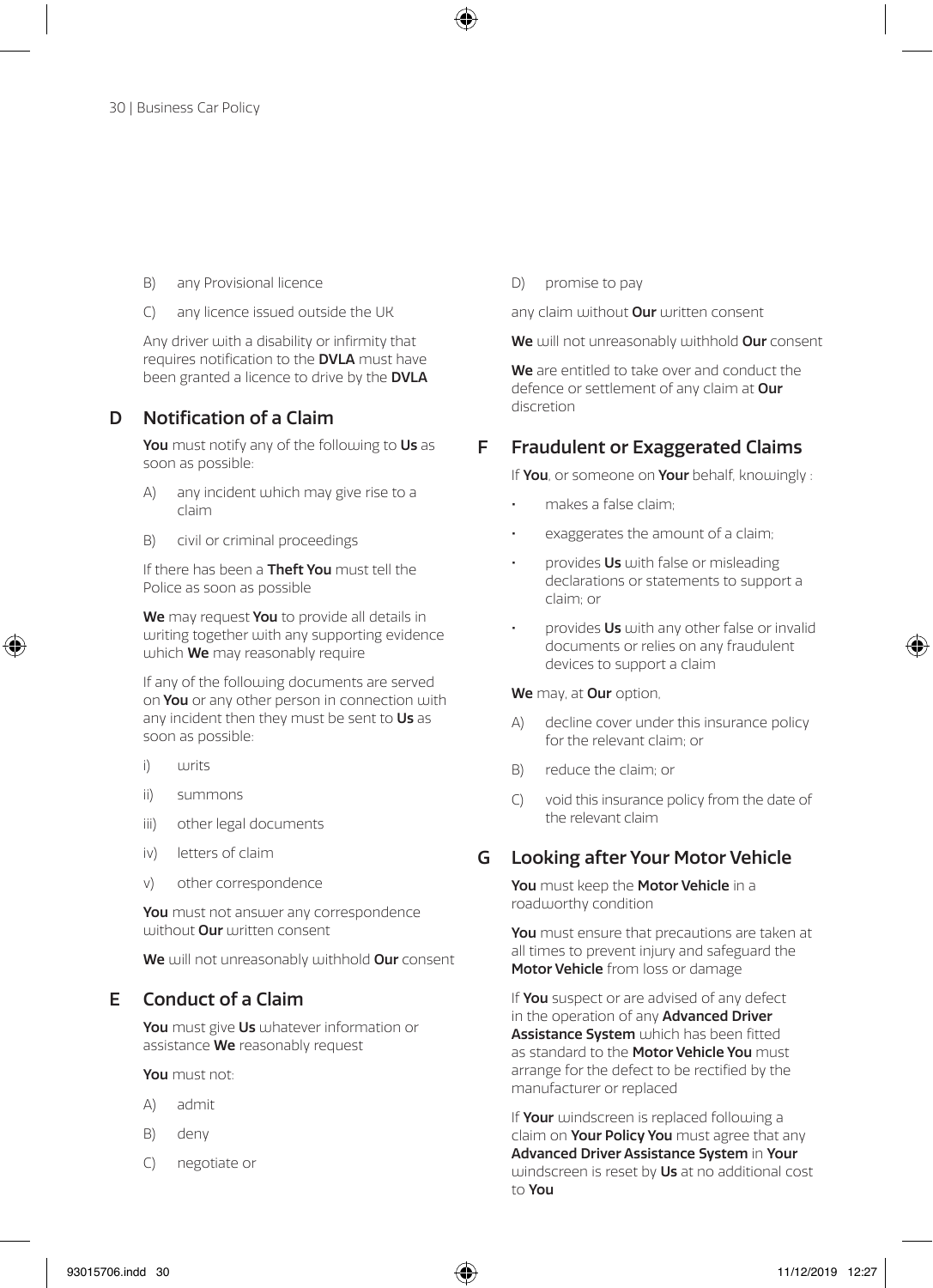B) any Provisional licence

C) any licence issued outside the UK

Any driver with a disability or infirmity that requires notification to the **DVLA** must have been granted a licence to drive by the **DVLA**

## D Notification of a Claim

**You** must notify any of the following to **Us** as soon as possible:

A) any incident which may give rise to a claim

B) civil or criminal proceedings

If there has been a **Theft You** must tell the Police as soon as possible

**We** may request **You** to provide all details in writing together with any supporting evidence which **We** may reasonably require

If any of the following documents are served on **You** or any other person in connection with any incident then they must be sent to **Us** as soon as possible:

i) writs

ii) summons

iii) other legal documents

iv) letters of claim

v) other correspondence

**You** must not answer any correspondence without **Our** written consent

**We** will not unreasonably withhold **Our** consent

## E Conduct of a Claim

**You** must give **Us** whatever information or assistance **We** reasonably request

**You** must not:

A) admit

B) deny

C) negotiate or

D) promise to pay

any claim without **Our** written consent

**We** will not unreasonably withhold **Our** consent

**We** are entitled to take over and conduct the defence or settlement of any claim at **Our** discretion

## F Fraudulent or Exaggerated Claims

If **You**, or someone on **Your** behalf, knowingly :

- makes a false claim;
- exaggerates the amount of a claim;
- provides **Us** with false or misleading declarations or statements to support a claim; or
- provides **Us** with any other false or invalid documents or relies on any fraudulent devices to support a claim

**We** may, at **Our** option,

A) decline cover under this insurance policy for the relevant claim; or

B) reduce the claim; or

C) void this insurance policy from the date of the relevant claim

## G Looking after Your Motor Vehicle

**You** must keep the **Motor Vehicle** in a roadworthy condition

**You** must ensure that precautions are taken at all times to prevent injury and safeguard the **Motor Vehicle** from loss or damage

If **You** suspect or are advised of any defect in the operation of any **Advanced Driver Assistance System** which has been fitted as standard to the **Motor Vehicle You** must arrange for the defect to be rectified by the manufacturer or replaced

If **Your** windscreen is replaced following a claim on **Your Policy You** must agree that any **Advanced Driver Assistance System** in **Your** windscreen is reset by **Us** at no additional cost to **You**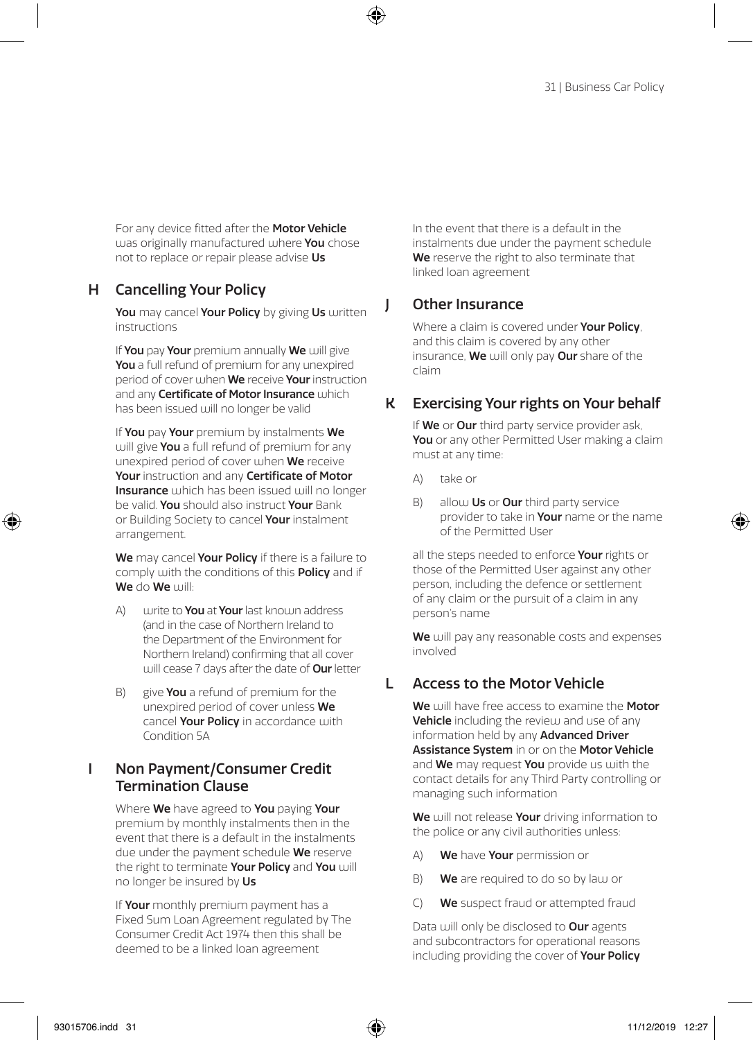For any device fitted after the **Motor Vehicle** was originally manufactured where **You** chose not to replace or repair please advise **Us**

## H Cancelling Your Policy

**You** may cancel **Your Policy** by giving **Us** written instructions

If **You** pay **Your** premium annually **We** will give **You** a full refund of premium for any unexpired period of cover when **We** receive **Your** instruction and any **Certificate of Motor Insurance** which has been issued will no longer be valid

If **You** pay **Your** premium by instalments **We** will give **You** a full refund of premium for any unexpired period of cover when **We** receive **Your** instruction and any **Certificate of Motor Insurance** which has been issued will no longer be valid. **You** should also instruct **Your** Bank or Building Society to cancel **Your** instalment arrangement.

**We** may cancel **Your Policy** if there is a failure to comply with the conditions of this **Policy** and if **We** do **We** will:

A) write to **You** at **Your** last known address (and in the case of Northern Ireland to the Department of the Environment for Northern Ireland) confirming that all cover will cease 7 days after the date of **Our** letter

B) give **You** a refund of premium for the unexpired period of cover unless **We** cancel **Your Policy** in accordance with Condition 5A

## I Non Payment/Consumer Credit Termination Clause

Where **We** have agreed to **You** paying **Your** premium by monthly instalments then in the event that there is a default in the instalments due under the payment schedule **We** reserve the right to terminate **Your Policy** and **You** will no longer be insured by **Us**

If **Your** monthly premium payment has a Fixed Sum Loan Agreement regulated by The Consumer Credit Act 1974 then this shall be deemed to be a linked loan agreement

In the event that there is a default in the instalments due under the payment schedule **We** reserve the right to also terminate that linked loan agreement

## J Other Insurance

Where a claim is covered under **Your Policy**, and this claim is covered by any other insurance, **We** will only pay **Our** share of the claim

## K Exercising Your rights on Your behalf

If **We** or **Our** third party service provider ask, **You** or any other Permitted User making a claim must at any time:

A) take or

B) allow **Us** or **Our** third party service provider to take in **Your** name or the name of the Permitted User

all the steps needed to enforce **Your** rights or those of the Permitted User against any other person, including the defence or settlement of any claim or the pursuit of a claim in any person's name

**We** will pay any reasonable costs and expenses involved

## L Access to the Motor Vehicle

**We** will have free access to examine the **Motor Vehicle** including the review and use of any information held by any **Advanced Driver Assistance System** in or on the **Motor Vehicle** and **We** may request **You** provide us with the contact details for any Third Party controlling or managing such information

**We** will not release **Your** driving information to the police or any civil authorities unless:

A) **We** have **Your** permission or

B) **We** are required to do so by law or

C) **We** suspect fraud or attempted fraud

Data will only be disclosed to **Our** agents and subcontractors for operational reasons including providing the cover of **Your Policy**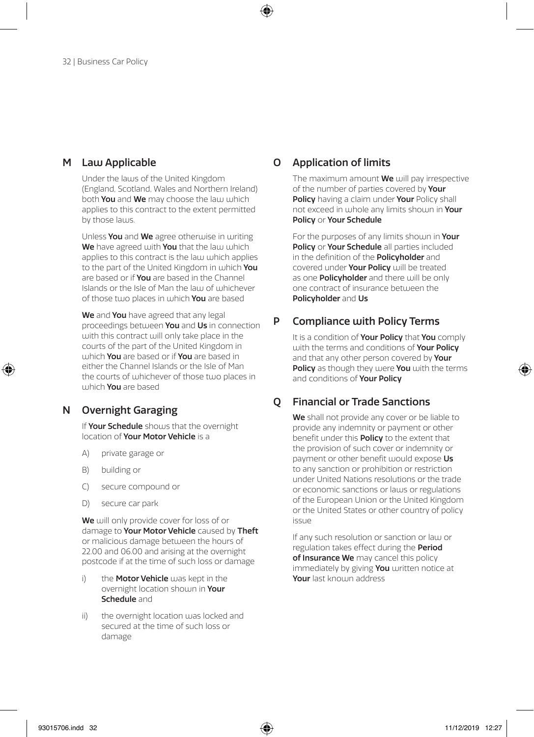## M Law Applicable

Under the laws of the United Kingdom (England, Scotland, Wales and Northern Ireland) both **You** and **We** may choose the law which applies to this contract to the extent permitted by those laws.

Unless **You** and **We** agree otherwise in writing **We** have agreed with **You** that the law which applies to this contract is the law which applies to the part of the United Kingdom in which **You** are based or if **You** are based in the Channel Islands or the Isle of Man the law of whichever of those two places in which **You** are based

**We** and **You** have agreed that any legal proceedings between **You** and **Us** in connection with this contract will only take place in the courts of the part of the United Kingdom in which **You** are based or if **You** are based in either the Channel Islands or the Isle of Man the courts of whichever of those two places in which **You** are based

## N Overnight Garaging

If **Your Schedule** shows that the overnight location of **Your Motor Vehicle** is a

A) private garage or

B) building or

C) secure compound or

D) secure car park

**We** will only provide cover for loss of or damage to **Your Motor Vehicle** caused by **Theft** or malicious damage between the hours of 22.00 and 06.00 and arising at the overnight postcode if at the time of such loss or damage

i) the **Motor Vehicle** was kept in the overnight location shown in **Your Schedule** and

ii) the overnight location was locked and secured at the time of such loss or damage

## O Application of limits

The maximum amount **We** will pay irrespective of the number of parties covered by **Your Policy** having a claim under **Your** Policy shall not exceed in whole any limits shown in **Your Policy** or **Your Schedule**

For the purposes of any limits shown in **Your Policy** or **Your Schedule** all parties included in the definition of the **Policyholder** and covered under **Your Policy** will be treated as one **Policyholder** and there will be only one contract of insurance between the **Policyholder** and **Us**

## P Compliance with Policy Terms

It is a condition of **Your Policy** that **You** comply with the terms and conditions of **Your Policy** and that any other person covered by **Your Policy** as though they were **You** with the terms and conditions of **Your Policy**

## Q Financial or Trade Sanctions

**We** shall not provide any cover or be liable to provide any indemnity or payment or other benefit under this **Policy** to the extent that the provision of such cover or indemnity or payment or other benefit would expose **Us** to any sanction or prohibition or restriction under United Nations resolutions or the trade or economic sanctions or laws or regulations of the European Union or the United Kingdom or the United States or other country of policy issue

If any such resolution or sanction or law or regulation takes effect during the **Period of Insurance We** may cancel this policy immediately by giving **You** written notice at **Your** last known address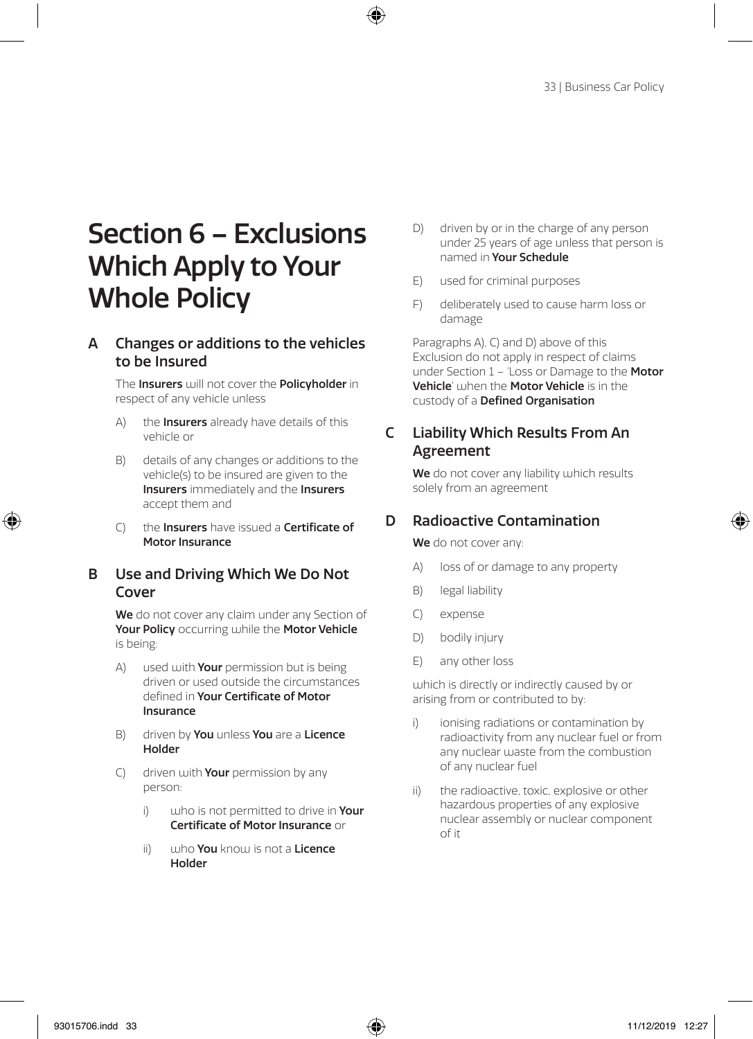# Section 6 – Exclusions Which Apply to Your Whole Policy

## A Changes or additions to the vehicles to be Insured

The **Insurers** will not cover the **Policyholder** in respect of any vehicle unless

A) the **Insurers** already have details of this vehicle or

B) details of any changes or additions to the vehicle(s) to be insured are given to the **Insurers** immediately and the **Insurers** accept them and

C) the **Insurers** have issued a **Certificate of Motor Insurance**

## B Use and Driving Which We Do Not Cover

**We** do not cover any claim under any Section of **Your Policy** occurring while the **Motor Vehicle** is being:

A) used with **Your** permission but is being driven or used outside the circumstances defined in **Your Certificate of Motor Insurance**

B) driven by **You** unless **You** are a **Licence Holder**

C) driven with **Your** permission by any person:

  i) who is not permitted to drive in **Your Certificate of Motor Insurance** or

  ii) who **You** know is not a **Licence Holder**

D) driven by or in the charge of any person under 25 years of age unless that person is named in **Your Schedule**

E) used for criminal purposes

F) deliberately used to cause harm loss or damage

Paragraphs A), C) and D) above of this Exclusion do not apply in respect of claims under Section 1 – 'Loss or Damage to the **Motor Vehicle**' when the **Motor Vehicle** is in the custody of a **Defined Organisation**

## C Liability Which Results From An Agreement

**We** do not cover any liability which results solely from an agreement

## D Radioactive Contamination

**We** do not cover any:

A) loss of or damage to any property

B) legal liability

C) expense

D) bodily injury

E) any other loss

which is directly or indirectly caused by or arising from or contributed to by:

i) ionising radiations or contamination by radioactivity from any nuclear fuel or from any nuclear waste from the combustion of any nuclear fuel

ii) the radioactive, toxic, explosive or other hazardous properties of any explosive nuclear assembly or nuclear component of it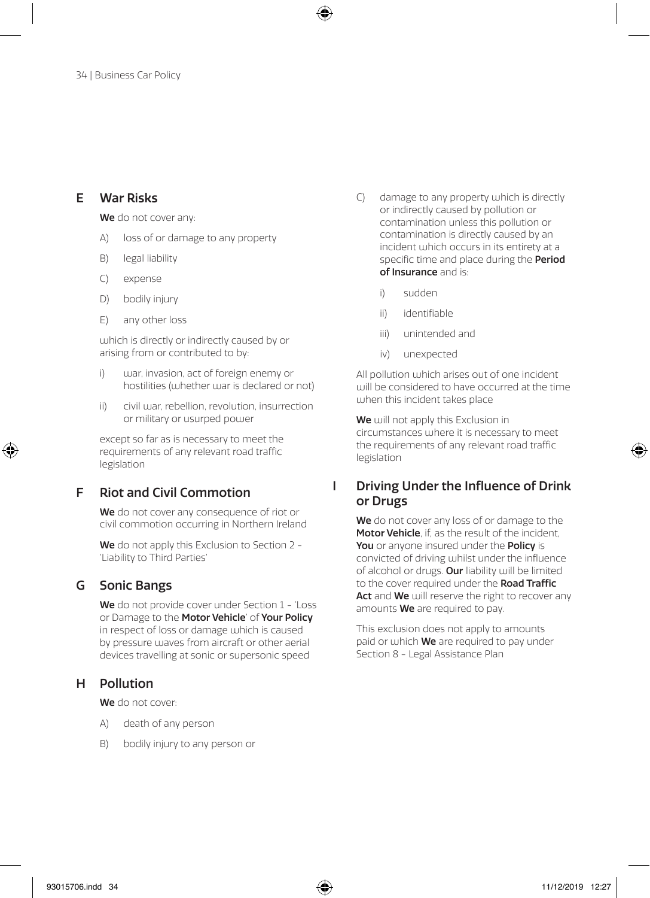## E War Risks

**We** do not cover any:

A) loss of or damage to any property

B) legal liability

C) expense

D) bodily injury

E) any other loss

which is directly or indirectly caused by or arising from or contributed to by:

i) war, invasion, act of foreign enemy or hostilities (whether war is declared or not)

ii) civil war, rebellion, revolution, insurrection or military or usurped power

except so far as is necessary to meet the requirements of any relevant road traffic legislation

## F Riot and Civil Commotion

**We** do not cover any consequence of riot or civil commotion occurring in Northern Ireland

**We** do not apply this Exclusion to Section 2 - 'Liability to Third Parties'

## G Sonic Bangs

**We** do not provide cover under Section 1 - 'Loss or Damage to the **Motor Vehicle**' of **Your Policy** in respect of loss or damage which is caused by pressure waves from aircraft or other aerial devices travelling at sonic or supersonic speed

## H Pollution

**We** do not cover:

A) death of any person

B) bodily injury to any person or

C) damage to any property which is directly or indirectly caused by pollution or contamination unless this pollution or contamination is directly caused by an incident which occurs in its entirety at a specific time and place during the **Period of Insurance** and is:

i) sudden

ii) identifiable

iii) unintended and

iv) unexpected

All pollution which arises out of one incident will be considered to have occurred at the time when this incident takes place

**We** will not apply this Exclusion in circumstances where it is necessary to meet the requirements of any relevant road traffic legislation

## I Driving Under the Influence of Drink or Drugs

**We** do not cover any loss of or damage to the **Motor Vehicle**, if, as the result of the incident, **You** or anyone insured under the **Policy** is convicted of driving whilst under the influence of alcohol or drugs. **Our** liability will be limited to the cover required under the **Road Traffic Act** and **We** will reserve the right to recover any amounts **We** are required to pay.

This exclusion does not apply to amounts paid or which **We** are required to pay under Section 8 - Legal Assistance Plan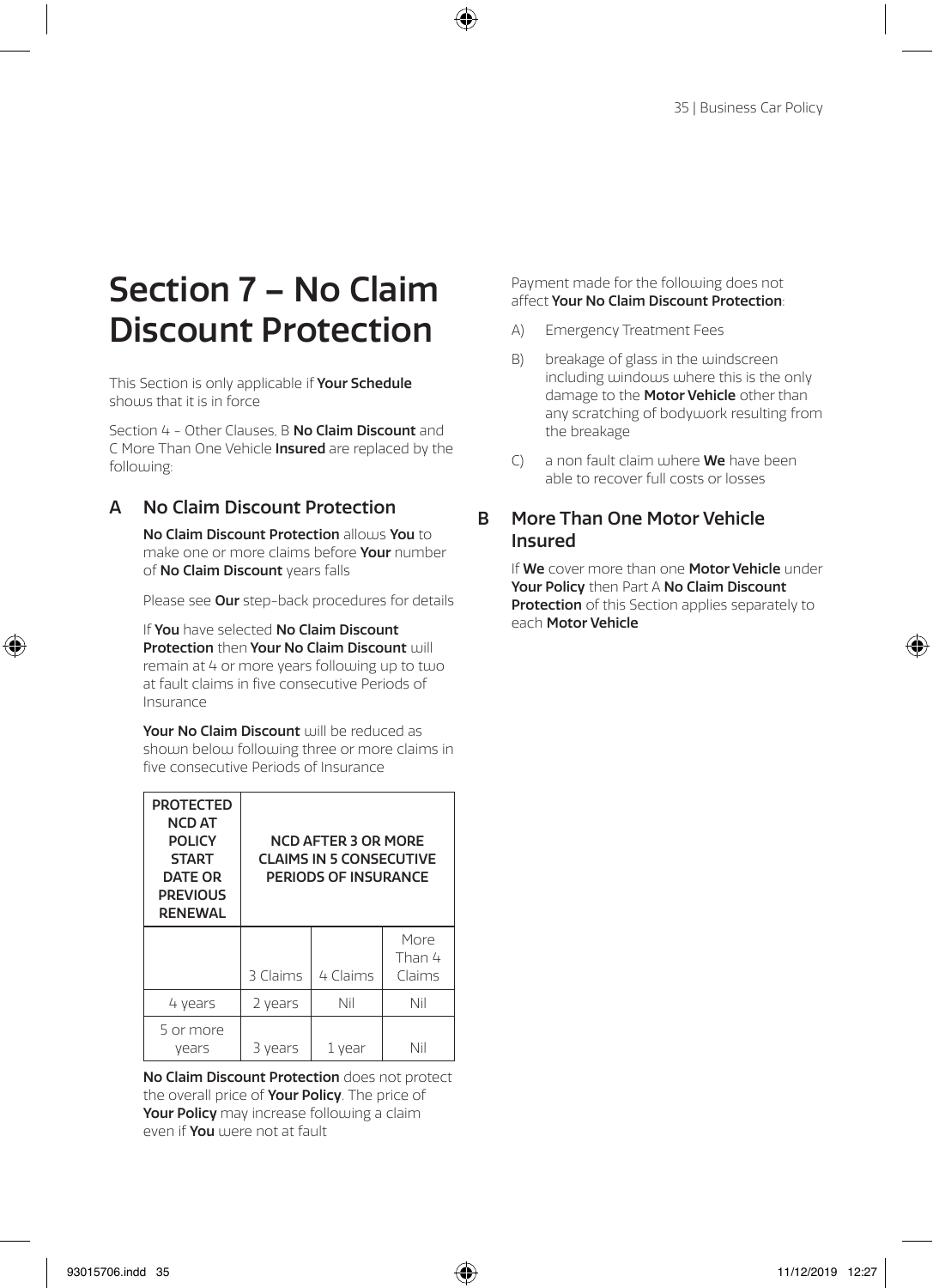# Section 7 – No Claim Discount Protection

This Section is only applicable if **Your Schedule** shows that it is in force

Section 4 - Other Clauses, B **No Claim Discount** and C More Than One Vehicle **Insured** are replaced by the following:

## A No Claim Discount Protection

**No Claim Discount Protection** allows **You** to make one or more claims before **Your** number of **No Claim Discount** years falls

Please see **Our** step-back procedures for details

If **You** have selected **No Claim Discount Protection** then **Your No Claim Discount** will remain at 4 or more years following up to two at fault claims in five consecutive Periods of Insurance

**Your No Claim Discount** will be reduced as shown below following three or more claims in five consecutive Periods of Insurance

| PROTECTED NCD AT POLICY START DATE OR PREVIOUS RENEWAL | NCD AFTER 3 OR MORE CLAIMS IN 5 CONSECUTIVE PERIODS OF INSURANCE | | |
|---|---|---|---|
| | 3 Claims | 4 Claims | More Than 4 Claims |
| 4 years | 2 years | Nil | Nil |
| 5 or more years | 3 years | 1 year | Nil |

**No Claim Discount Protection** does not protect the overall price of **Your Policy**. The price of **Your Policy** may increase following a claim even if **You** were not at fault

Payment made for the following does not affect **Your No Claim Discount Protection**:

A) Emergency Treatment Fees

B) breakage of glass in the windscreen including windows where this is the only damage to the **Motor Vehicle** other than any scratching of bodywork resulting from the breakage

C) a non fault claim where **We** have been able to recover full costs or losses

## B More Than One Motor Vehicle Insured

If **We** cover more than one **Motor Vehicle** under **Your Policy** then Part A **No Claim Discount Protection** of this Section applies separately to each **Motor Vehicle**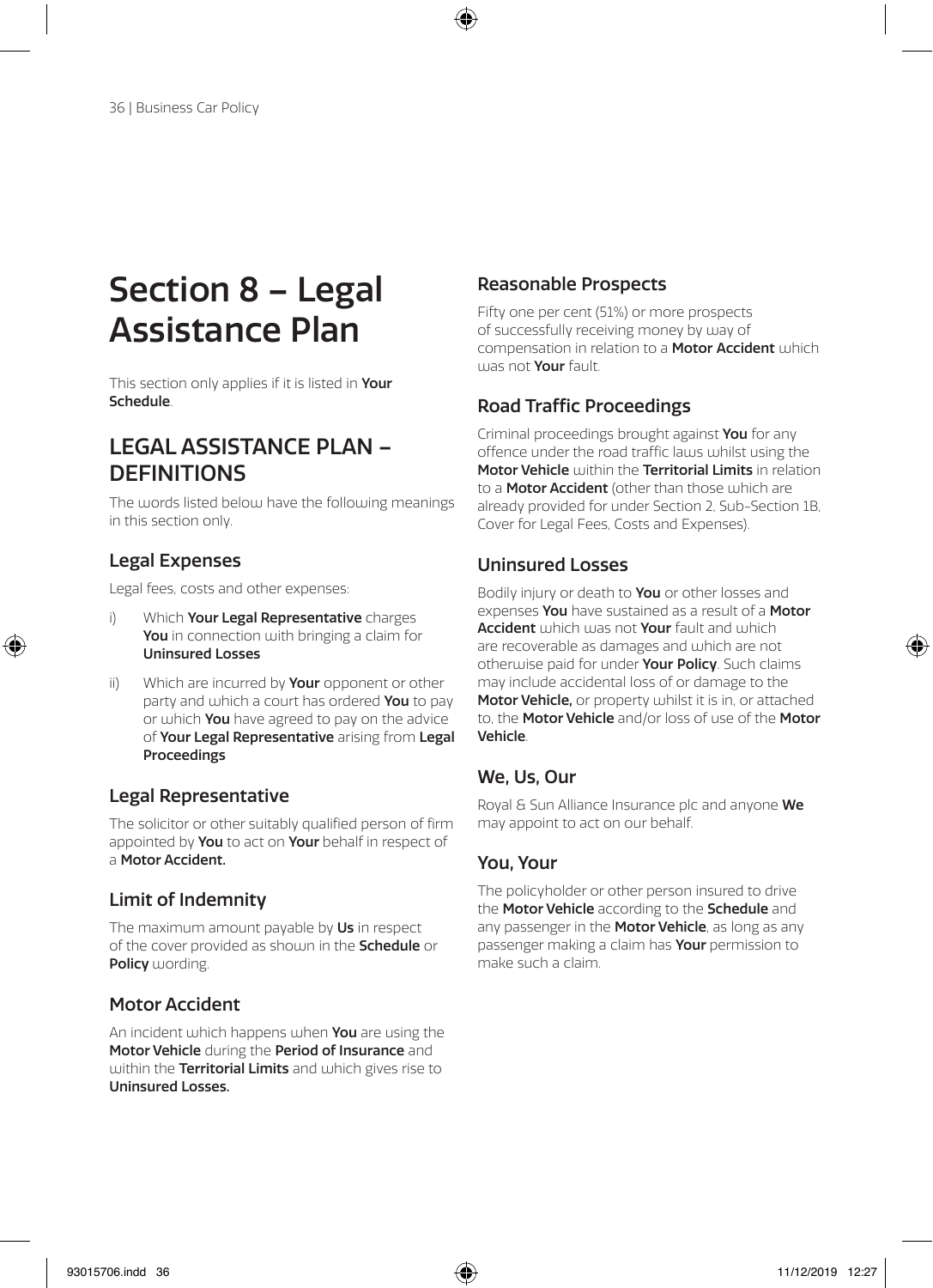# Section 8 – Legal Assistance Plan

This section only applies if it is listed in **Your Schedule**.

## LEGAL ASSISTANCE PLAN – DEFINITIONS

The words listed below have the following meanings in this section only.

### Legal Expenses

Legal fees, costs and other expenses:

i) Which **Your Legal Representative** charges **You** in connection with bringing a claim for **Uninsured Losses**

ii) Which are incurred by **Your** opponent or other party and which a court has ordered **You** to pay or which **You** have agreed to pay on the advice of **Your Legal Representative** arising from **Legal Proceedings**

### Legal Representative

The solicitor or other suitably qualified person of firm appointed by **You** to act on **Your** behalf in respect of a **Motor Accident.**

### Limit of Indemnity

The maximum amount payable by **Us** in respect of the cover provided as shown in the **Schedule** or **Policy** wording.

### Motor Accident

An incident which happens when **You** are using the **Motor Vehicle** during the **Period of Insurance** and within the **Territorial Limits** and which gives rise to **Uninsured Losses.**

### Reasonable Prospects

Fifty one per cent (51%) or more prospects of successfully receiving money by way of compensation in relation to a **Motor Accident** which was not **Your** fault.

### Road Traffic Proceedings

Criminal proceedings brought against **You** for any offence under the road traffic laws whilst using the **Motor Vehicle** within the **Territorial Limits** in relation to a **Motor Accident** (other than those which are already provided for under Section 2, Sub-Section 1B, Cover for Legal Fees, Costs and Expenses).

### Uninsured Losses

Bodily injury or death to **You** or other losses and expenses **You** have sustained as a result of a **Motor Accident** which was not **Your** fault and which are recoverable as damages and which are not otherwise paid for under **Your Policy**. Such claims may include accidental loss of or damage to the **Motor Vehicle,** or property whilst it is in, or attached to, the **Motor Vehicle** and/or loss of use of the **Motor Vehicle**.

### We, Us, Our

Royal & Sun Alliance Insurance plc and anyone **We** may appoint to act on our behalf.

### You, Your

The policyholder or other person insured to drive the **Motor Vehicle** according to the **Schedule** and any passenger in the **Motor Vehicle**, as long as any passenger making a claim has **Your** permission to make such a claim.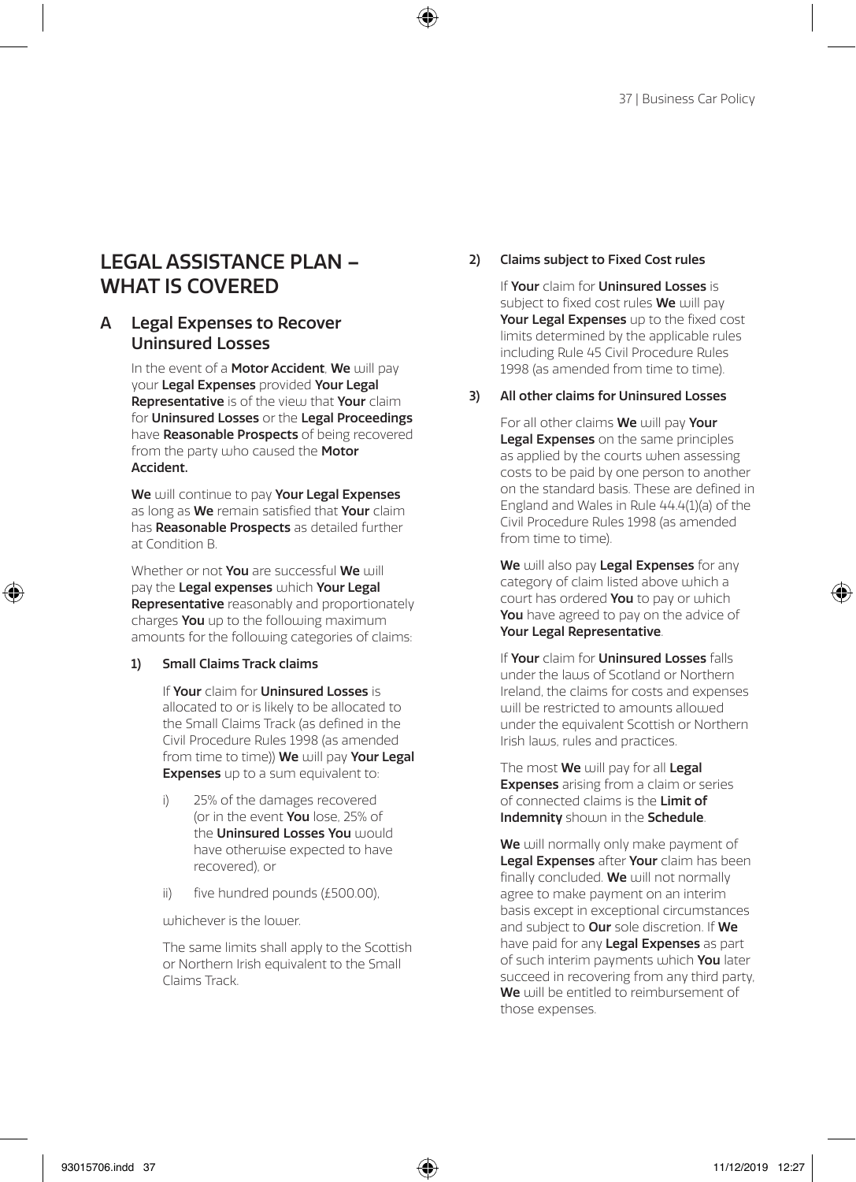# LEGAL ASSISTANCE PLAN – WHAT IS COVERED

## A Legal Expenses to Recover Uninsured Losses

In the event of a **Motor Accident**, **We** will pay your **Legal Expenses** provided **Your Legal Representative** is of the view that **Your** claim for **Uninsured Losses** or the **Legal Proceedings** have **Reasonable Prospects** of being recovered from the party who caused the **Motor Accident.**

**We** will continue to pay **Your Legal Expenses** as long as **We** remain satisfied that **Your** claim has **Reasonable Prospects** as detailed further at Condition B.

Whether or not **You** are successful **We** will pay the **Legal expenses** which **Your Legal Representative** reasonably and proportionately charges **You** up to the following maximum amounts for the following categories of claims:

**1) Small Claims Track claims**

If **Your** claim for **Uninsured Losses** is allocated to or is likely to be allocated to the Small Claims Track (as defined in the Civil Procedure Rules 1998 (as amended from time to time)) **We** will pay **Your Legal Expenses** up to a sum equivalent to:

i) 25% of the damages recovered (or in the event **You** lose, 25% of the **Uninsured Losses You** would have otherwise expected to have recovered), or

ii) five hundred pounds (£500.00),

whichever is the lower.

The same limits shall apply to the Scottish or Northern Irish equivalent to the Small Claims Track.

**2) Claims subject to Fixed Cost rules**

If **Your** claim for **Uninsured Losses** is subject to fixed cost rules **We** will pay **Your Legal Expenses** up to the fixed cost limits determined by the applicable rules including Rule 45 Civil Procedure Rules 1998 (as amended from time to time).

**3) All other claims for Uninsured Losses**

For all other claims **We** will pay **Your Legal Expenses** on the same principles as applied by the courts when assessing costs to be paid by one person to another on the standard basis. These are defined in England and Wales in Rule 44.4(1)(a) of the Civil Procedure Rules 1998 (as amended from time to time).

**We** will also pay **Legal Expenses** for any category of claim listed above which a court has ordered **You** to pay or which **You** have agreed to pay on the advice of **Your Legal Representative**.

If **Your** claim for **Uninsured Losses** falls under the laws of Scotland or Northern Ireland, the claims for costs and expenses will be restricted to amounts allowed under the equivalent Scottish or Northern Irish laws, rules and practices.

The most **We** will pay for all **Legal Expenses** arising from a claim or series of connected claims is the **Limit of Indemnity** shown in the **Schedule**.

**We** will normally only make payment of **Legal Expenses** after **Your** claim has been finally concluded. **We** will not normally agree to make payment on an interim basis except in exceptional circumstances and subject to **Our** sole discretion. If **We** have paid for any **Legal Expenses** as part of such interim payments which **You** later succeed in recovering from any third party, **We** will be entitled to reimbursement of those expenses.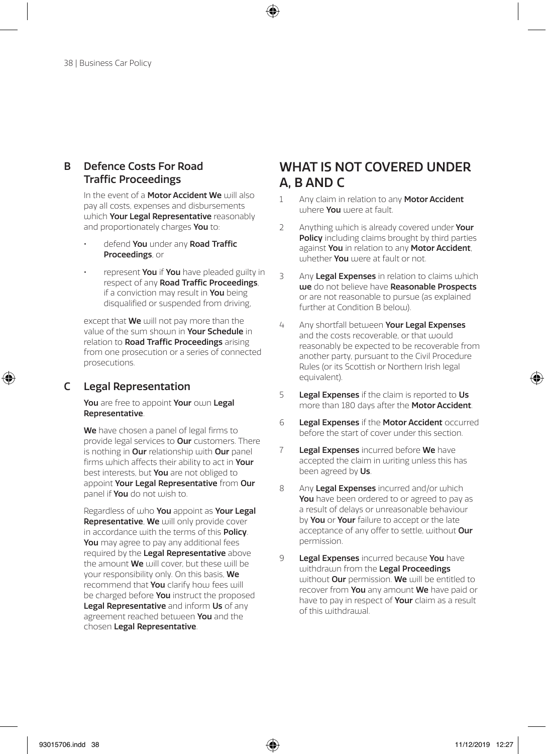## B Defence Costs For Road Traffic Proceedings

In the event of a **Motor Accident We** will also pay all costs, expenses and disbursements which **Your Legal Representative** reasonably and proportionately charges **You** to:

- defend **You** under any **Road Traffic Proceedings**, or
- represent **You** if **You** have pleaded guilty in respect of any **Road Traffic Proceedings**, if a conviction may result in **You** being disqualified or suspended from driving,

except that **We** will not pay more than the value of the sum shown in **Your Schedule** in relation to **Road Traffic Proceedings** arising from one prosecution or a series of connected prosecutions.

## C Legal Representation

**You** are free to appoint **Your** own **Legal Representative**.

**We** have chosen a panel of legal firms to provide legal services to **Our** customers. There is nothing in **Our** relationship with **Our** panel firms which affects their ability to act in **Your** best interests, but **You** are not obliged to appoint **Your Legal Representative** from **Our** panel if **You** do not wish to.

Regardless of who **You** appoint as **Your Legal Representative**, **We** will only provide cover in accordance with the terms of this **Policy**. **You** may agree to pay any additional fees required by the **Legal Representative** above the amount **We** will cover, but these will be your responsibility only. On this basis, **We** recommend that **You** clarify how fees will be charged before **You** instruct the proposed **Legal Representative** and inform **Us** of any agreement reached between **You** and the chosen **Legal Representative**.

## WHAT IS NOT COVERED UNDER A, B AND C

1. Any claim in relation to any **Motor Accident** where **You** were at fault.
2. Anything which is already covered under **Your Policy** including claims brought by third parties against **You** in relation to any **Motor Accident**, whether **You** were at fault or not.
3. Any **Legal Expenses** in relation to claims which **we** do not believe have **Reasonable Prospects** or are not reasonable to pursue (as explained further at Condition B below).
4. Any shortfall between **Your Legal Expenses** and the costs recoverable, or that would reasonably be expected to be recoverable from another party, pursuant to the Civil Procedure Rules (or its Scottish or Northern Irish legal equivalent).
5. **Legal Expenses** if the claim is reported to **Us** more than 180 days after the **Motor Accident**.
6. **Legal Expenses** if the **Motor Accident** occurred before the start of cover under this section.
7. **Legal Expenses** incurred before **We** have accepted the claim in writing unless this has been agreed by **Us**.
8. Any **Legal Expenses** incurred and/or which **You** have been ordered to or agreed to pay as a result of delays or unreasonable behaviour by **You** or **Your** failure to accept or the late acceptance of any offer to settle, without **Our** permission.
9. **Legal Expenses** incurred because **You** have withdrawn from the **Legal Proceedings** without **Our** permission. **We** will be entitled to recover from **You** any amount **We** have paid or have to pay in respect of **Your** claim as a result of this withdrawal.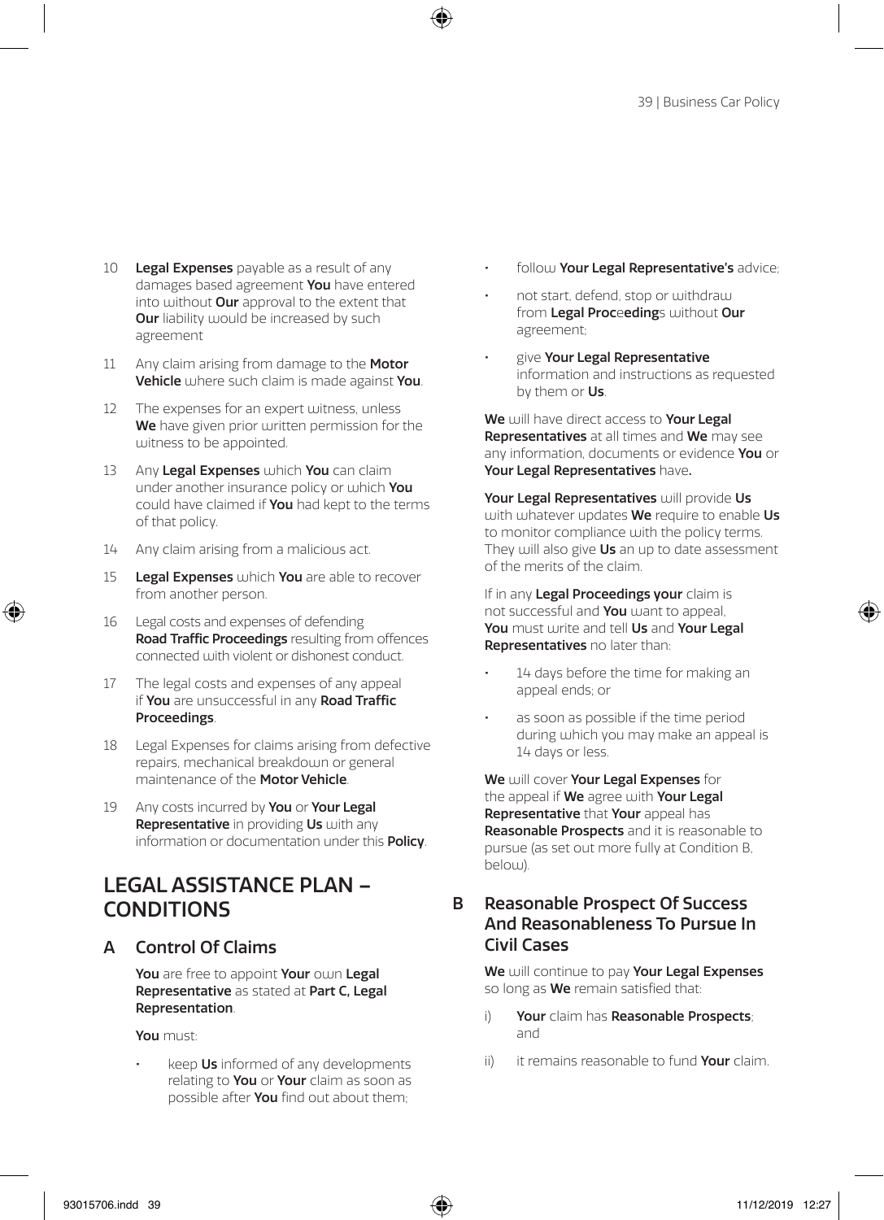10 **Legal Expenses** payable as a result of any damages based agreement **You** have entered into without **Our** approval to the extent that **Our** liability would be increased by such agreement

11 Any claim arising from damage to the **Motor Vehicle** where such claim is made against **You**.

12 The expenses for an expert witness, unless **We** have given prior written permission for the witness to be appointed.

13 Any **Legal Expenses** which **You** can claim under another insurance policy or which **You** could have claimed if **You** had kept to the terms of that policy.

14 Any claim arising from a malicious act.

15 **Legal Expenses** which **You** are able to recover from another person.

16 Legal costs and expenses of defending **Road Traffic Proceedings** resulting from offences connected with violent or dishonest conduct.

17 The legal costs and expenses of any appeal if **You** are unsuccessful in any **Road Traffic Proceedings**.

18 Legal Expenses for claims arising from defective repairs, mechanical breakdown or general maintenance of the **Motor Vehicle**.

19 Any costs incurred by **You** or **Your Legal Representative** in providing **Us** with any information or documentation under this **Policy**.

# LEGAL ASSISTANCE PLAN – CONDITIONS

## A Control Of Claims

**You** are free to appoint **Your** own **Legal Representative** as stated at **Part C, Legal Representation**.

**You** must:

- keep **Us** informed of any developments relating to **You** or **Your** claim as soon as possible after **You** find out about them;
- follow **Your Legal Representative's** advice;
- not start, defend, stop or withdraw from **Legal Proceedings** without **Our** agreement;
- give **Your Legal Representative** information and instructions as requested by them or **Us**.

**We** will have direct access to **Your Legal Representatives** at all times and **We** may see any information, documents or evidence **You** or **Your Legal Representatives** have**.**

**Your Legal Representatives** will provide **Us** with whatever updates **We** require to enable **Us** to monitor compliance with the policy terms. They will also give **Us** an up to date assessment of the merits of the claim.

If in any **Legal Proceedings your** claim is not successful and **You** want to appeal, **You** must write and tell **Us** and **Your Legal Representatives** no later than:

- 14 days before the time for making an appeal ends; or
- as soon as possible if the time period during which you may make an appeal is 14 days or less.

**We** will cover **Your Legal Expenses** for the appeal if **We** agree with **Your Legal Representative** that **Your** appeal has **Reasonable Prospects** and it is reasonable to pursue (as set out more fully at Condition B, below).

## B Reasonable Prospect Of Success And Reasonableness To Pursue In Civil Cases

**We** will continue to pay **Your Legal Expenses** so long as **We** remain satisfied that:

i) **Your** claim has **Reasonable Prospects**; and

ii) it remains reasonable to fund **Your** claim.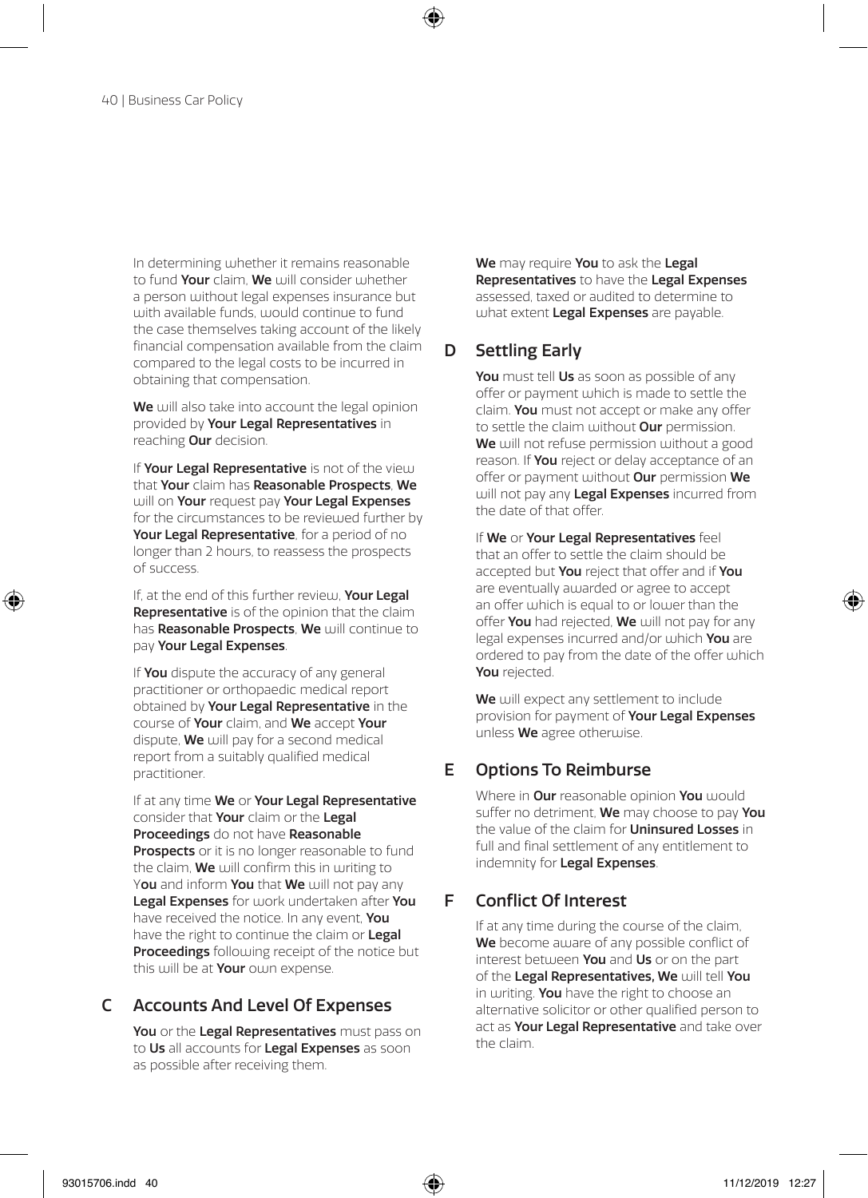In determining whether it remains reasonable to fund **Your** claim, **We** will consider whether a person without legal expenses insurance but with available funds, would continue to fund the case themselves taking account of the likely financial compensation available from the claim compared to the legal costs to be incurred in obtaining that compensation.

**We** will also take into account the legal opinion provided by **Your Legal Representatives** in reaching **Our** decision.

If **Your Legal Representative** is not of the view that **Your** claim has **Reasonable Prospects**, **We** will on **Your** request pay **Your Legal Expenses** for the circumstances to be reviewed further by **Your Legal Representative**, for a period of no longer than 2 hours, to reassess the prospects of success.

If, at the end of this further review, **Your Legal Representative** is of the opinion that the claim has **Reasonable Prospects**, **We** will continue to pay **Your Legal Expenses**.

If **You** dispute the accuracy of any general practitioner or orthopaedic medical report obtained by **Your Legal Representative** in the course of **Your** claim, and **We** accept **Your** dispute, **We** will pay for a second medical report from a suitably qualified medical practitioner.

If at any time **We** or **Your Legal Representative** consider that **Your** claim or the **Legal Proceedings** do not have **Reasonable Prospects** or it is no longer reasonable to fund the claim, **We** will confirm this in writing to Y**ou** and inform **You** that **We** will not pay any **Legal Expenses** for work undertaken after **You** have received the notice. In any event, **You** have the right to continue the claim or **Legal Proceedings** following receipt of the notice but this will be at **Your** own expense.

## C Accounts And Level Of Expenses

**You** or the **Legal Representatives** must pass on to **Us** all accounts for **Legal Expenses** as soon as possible after receiving them.

**We** may require **You** to ask the **Legal Representatives** to have the **Legal Expenses** assessed, taxed or audited to determine to what extent **Legal Expenses** are payable.

## D Settling Early

**You** must tell **Us** as soon as possible of any offer or payment which is made to settle the claim. **You** must not accept or make any offer to settle the claim without **Our** permission. **We** will not refuse permission without a good reason. If **You** reject or delay acceptance of an offer or payment without **Our** permission **We** will not pay any **Legal Expenses** incurred from the date of that offer.

If **We** or **Your Legal Representatives** feel that an offer to settle the claim should be accepted but **You** reject that offer and if **You** are eventually awarded or agree to accept an offer which is equal to or lower than the offer **You** had rejected, **We** will not pay for any legal expenses incurred and/or which **You** are ordered to pay from the date of the offer which **You** rejected.

**We** will expect any settlement to include provision for payment of **Your Legal Expenses** unless **We** agree otherwise.

## E Options To Reimburse

Where in **Our** reasonable opinion **You** would suffer no detriment, **We** may choose to pay **You** the value of the claim for **Uninsured Losses** in full and final settlement of any entitlement to indemnity for **Legal Expenses**.

## F Conflict Of Interest

If at any time during the course of the claim, **We** become aware of any possible conflict of interest between **You** and **Us** or on the part of the **Legal Representatives, We** will tell **You** in writing. **You** have the right to choose an alternative solicitor or other qualified person to act as **Your Legal Representative** and take over the claim.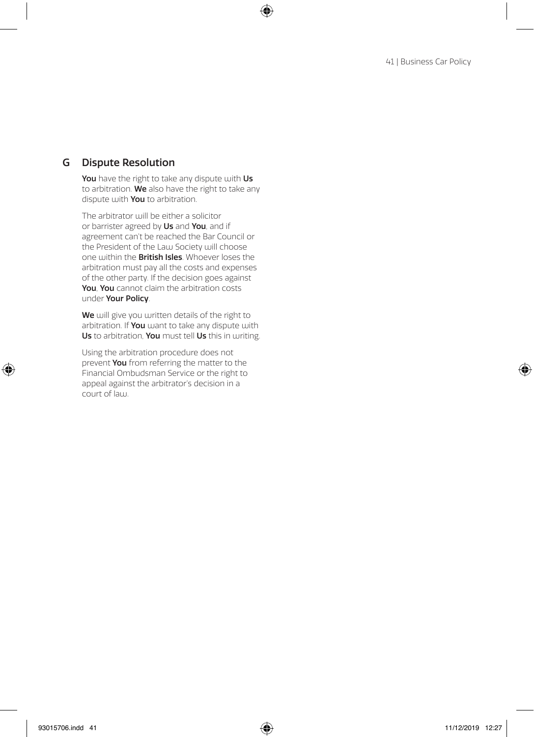## G Dispute Resolution

**You** have the right to take any dispute with **Us** to arbitration. **We** also have the right to take any dispute with **You** to arbitration.

The arbitrator will be either a solicitor or barrister agreed by **Us** and **You**, and if agreement can't be reached the Bar Council or the President of the Law Society will choose one within the **British Isles**. Whoever loses the arbitration must pay all the costs and expenses of the other party. If the decision goes against **You**, **You** cannot claim the arbitration costs under **Your Policy**.

**We** will give you written details of the right to arbitration. If **You** want to take any dispute with **Us** to arbitration, **You** must tell **Us** this in writing.

Using the arbitration procedure does not prevent **You** from referring the matter to the Financial Ombudsman Service or the right to appeal against the arbitrator's decision in a court of law.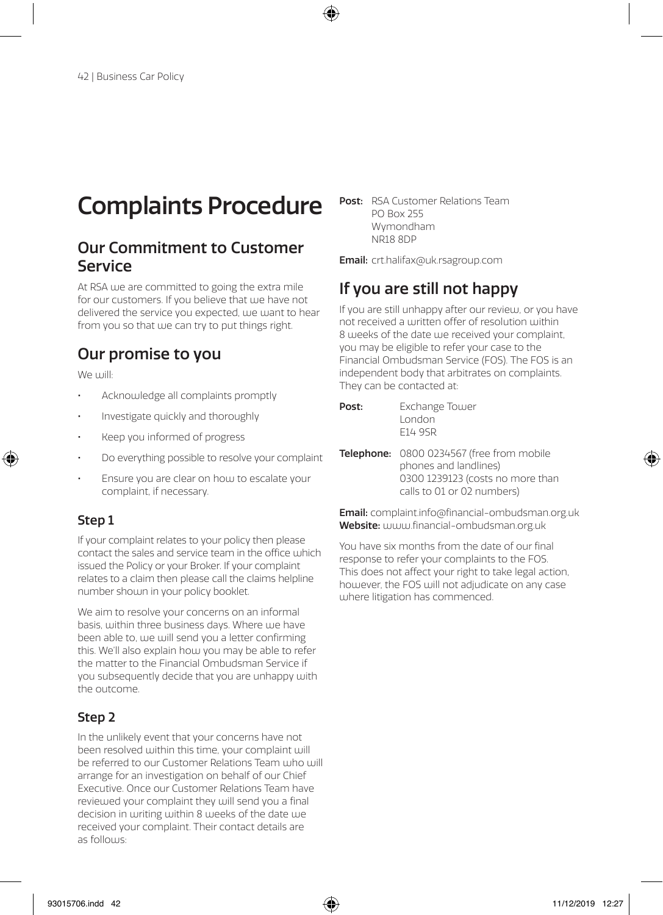# Complaints Procedure

## Our Commitment to Customer Service

At RSA we are committed to going the extra mile for our customers. If you believe that we have not delivered the service you expected, we want to hear from you so that we can try to put things right.

## Our promise to you

We will:

- Acknowledge all complaints promptly
- Investigate quickly and thoroughly
- Keep you informed of progress
- Do everything possible to resolve your complaint
- Ensure you are clear on how to escalate your complaint, if necessary.

### Step 1

If your complaint relates to your policy then please contact the sales and service team in the office which issued the Policy or your Broker. If your complaint relates to a claim then please call the claims helpline number shown in your policy booklet.

We aim to resolve your concerns on an informal basis, within three business days. Where we have been able to, we will send you a letter confirming this. We'll also explain how you may be able to refer the matter to the Financial Ombudsman Service if you subsequently decide that you are unhappy with the outcome.

### Step 2

In the unlikely event that your concerns have not been resolved within this time, your complaint will be referred to our Customer Relations Team who will arrange for an investigation on behalf of our Chief Executive. Once our Customer Relations Team have reviewed your complaint they will send you a final decision in writing within 8 weeks of the date we received your complaint. Their contact details are as follows:

**Post:** RSA Customer Relations Team
PO Box 255
Wymondham
NR18 8DP

**Email:** crt.halifax@uk.rsagroup.com

## If you are still not happy

If you are still unhappy after our review, or you have not received a written offer of resolution within 8 weeks of the date we received your complaint, you may be eligible to refer your case to the Financial Ombudsman Service (FOS). The FOS is an independent body that arbitrates on complaints. They can be contacted at:

**Post:** Exchange Tower
London
E14 9SR

**Telephone:** 0800 0234567 (free from mobile phones and landlines)
0300 1239123 (costs no more than calls to 01 or 02 numbers)

**Email:** complaint.info@financial-ombudsman.org.uk
**Website:** www.financial-ombudsman.org.uk

You have six months from the date of our final response to refer your complaints to the FOS. This does not affect your right to take legal action, however, the FOS will not adjudicate on any case where litigation has commenced.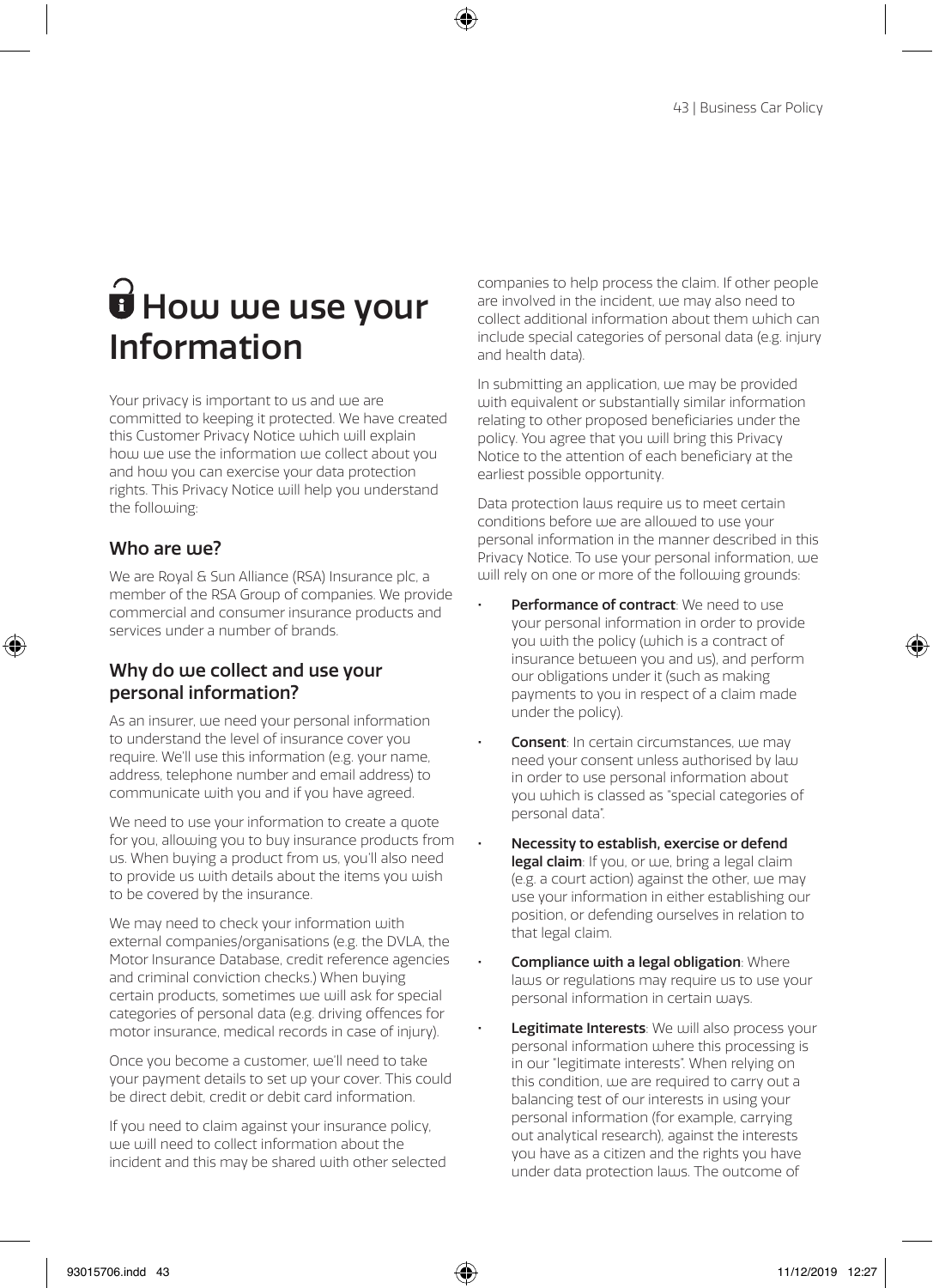# How we use your Information

Your privacy is important to us and we are committed to keeping it protected. We have created this Customer Privacy Notice which will explain how we use the information we collect about you and how you can exercise your data protection rights. This Privacy Notice will help you understand the following:

## Who are we?

We are Royal & Sun Alliance (RSA) Insurance plc, a member of the RSA Group of companies. We provide commercial and consumer insurance products and services under a number of brands.

## Why do we collect and use your personal information?

As an insurer, we need your personal information to understand the level of insurance cover you require. We'll use this information (e.g. your name, address, telephone number and email address) to communicate with you and if you have agreed.

We need to use your information to create a quote for you, allowing you to buy insurance products from us. When buying a product from us, you'll also need to provide us with details about the items you wish to be covered by the insurance.

We may need to check your information with external companies/organisations (e.g. the DVLA, the Motor Insurance Database, credit reference agencies and criminal conviction checks.) When buying certain products, sometimes we will ask for special categories of personal data (e.g. driving offences for motor insurance, medical records in case of injury).

Once you become a customer, we'll need to take your payment details to set up your cover. This could be direct debit, credit or debit card information.

If you need to claim against your insurance policy, we will need to collect information about the incident and this may be shared with other selected companies to help process the claim. If other people are involved in the incident, we may also need to collect additional information about them which can include special categories of personal data (e.g. injury and health data).

In submitting an application, we may be provided with equivalent or substantially similar information relating to other proposed beneficiaries under the policy. You agree that you will bring this Privacy Notice to the attention of each beneficiary at the earliest possible opportunity.

Data protection laws require us to meet certain conditions before we are allowed to use your personal information in the manner described in this Privacy Notice. To use your personal information, we will rely on one or more of the following grounds:

- **Performance of contract**: We need to use your personal information in order to provide you with the policy (which is a contract of insurance between you and us), and perform our obligations under it (such as making payments to you in respect of a claim made under the policy).
- **Consent**: In certain circumstances, we may need your consent unless authorised by law in order to use personal information about you which is classed as "special categories of personal data".
- **Necessity to establish, exercise or defend legal claim**: If you, or we, bring a legal claim (e.g. a court action) against the other, we may use your information in either establishing our position, or defending ourselves in relation to that legal claim.
- **Compliance with a legal obligation**: Where laws or regulations may require us to use your personal information in certain ways.
- **Legitimate Interests**: We will also process your personal information where this processing is in our "legitimate interests". When relying on this condition, we are required to carry out a balancing test of our interests in using your personal information (for example, carrying out analytical research), against the interests you have as a citizen and the rights you have under data protection laws. The outcome of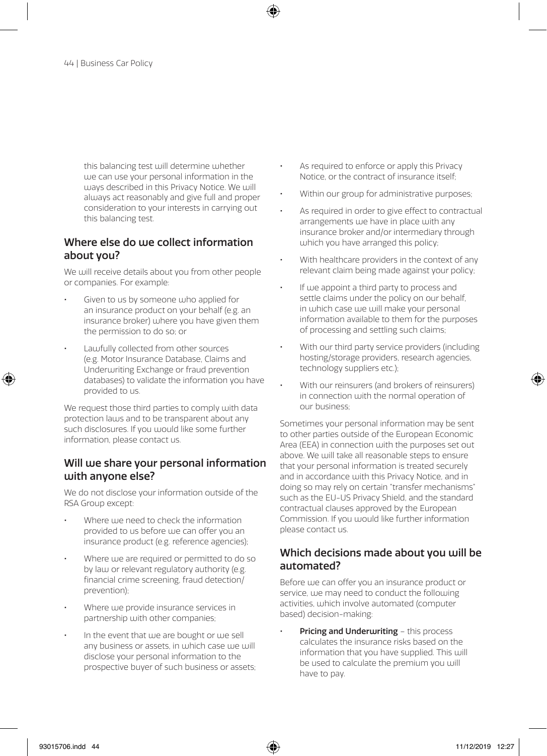this balancing test will determine whether we can use your personal information in the ways described in this Privacy Notice. We will always act reasonably and give full and proper consideration to your interests in carrying out this balancing test.

## Where else do we collect information about you?

We will receive details about you from other people or companies. For example:

- Given to us by someone who applied for an insurance product on your behalf (e.g. an insurance broker) where you have given them the permission to do so; or
- Lawfully collected from other sources (e.g. Motor Insurance Database, Claims and Underwriting Exchange or fraud prevention databases) to validate the information you have provided to us.

We request those third parties to comply with data protection laws and to be transparent about any such disclosures. If you would like some further information, please contact us.

## Will we share your personal information with anyone else?

We do not disclose your information outside of the RSA Group except:

- Where we need to check the information provided to us before we can offer you an insurance product (e.g. reference agencies);
- Where we are required or permitted to do so by law or relevant regulatory authority (e.g. financial crime screening, fraud detection/ prevention);
- Where we provide insurance services in partnership with other companies;
- In the event that we are bought or we sell any business or assets, in which case we will disclose your personal information to the prospective buyer of such business or assets;
- As required to enforce or apply this Privacy Notice, or the contract of insurance itself;
- Within our group for administrative purposes;
- As required in order to give effect to contractual arrangements we have in place with any insurance broker and/or intermediary through which you have arranged this policy;
- With healthcare providers in the context of any relevant claim being made against your policy;
- If we appoint a third party to process and settle claims under the policy on our behalf, in which case we will make your personal information available to them for the purposes of processing and settling such claims;
- With our third party service providers (including hosting/storage providers, research agencies, technology suppliers etc.);
- With our reinsurers (and brokers of reinsurers) in connection with the normal operation of our business;

Sometimes your personal information may be sent to other parties outside of the European Economic Area (EEA) in connection with the purposes set out above. We will take all reasonable steps to ensure that your personal information is treated securely and in accordance with this Privacy Notice, and in doing so may rely on certain "transfer mechanisms" such as the EU-US Privacy Shield, and the standard contractual clauses approved by the European Commission. If you would like further information please contact us.

## Which decisions made about you will be automated?

Before we can offer you an insurance product or service, we may need to conduct the following activities, which involve automated (computer based) decision-making:

- **Pricing and Underwriting** – this process calculates the insurance risks based on the information that you have supplied. This will be used to calculate the premium you will have to pay.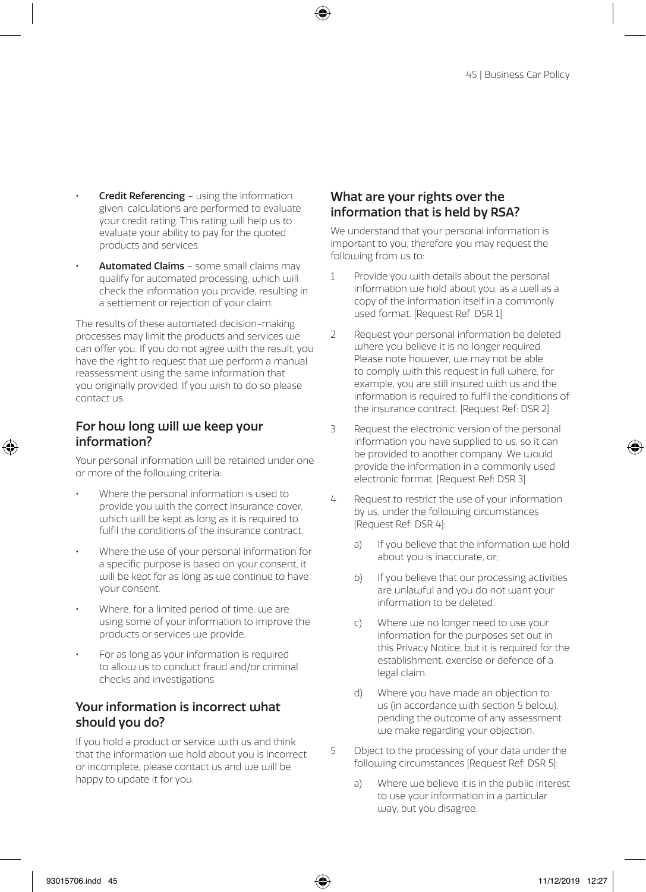- **Credit Referencing** – using the information given, calculations are performed to evaluate your credit rating. This rating will help us to evaluate your ability to pay for the quoted products and services.
- **Automated Claims** – some small claims may qualify for automated processing, which will check the information you provide, resulting in a settlement or rejection of your claim.

The results of these automated decision-making processes may limit the products and services we can offer you. If you do not agree with the result, you have the right to request that we perform a manual reassessment using the same information that you originally provided. If you wish to do so please contact us.

## For how long will we keep your information?

Your personal information will be retained under one or more of the following criteria:

- Where the personal information is used to provide you with the correct insurance cover, which will be kept as long as it is required to fulfil the conditions of the insurance contract.
- Where the use of your personal information for a specific purpose is based on your consent, it will be kept for as long as we continue to have your consent.
- Where, for a limited period of time, we are using some of your information to improve the products or services we provide.
- For as long as your information is required to allow us to conduct fraud and/or criminal checks and investigations.

## Your information is incorrect what should you do?

If you hold a product or service with us and think that the information we hold about you is incorrect or incomplete, please contact us and we will be happy to update it for you.

## What are your rights over the information that is held by RSA?

We understand that your personal information is important to you, therefore you may request the following from us to:

1. Provide you with details about the personal information we hold about you, as a well as a copy of the information itself in a commonly used format. [Request Ref: DSR 1]
2. Request your personal information be deleted where you believe it is no longer required. Please note however, we may not be able to comply with this request in full where, for example, you are still insured with us and the information is required to fulfil the conditions of the insurance contract. [Request Ref: DSR 2]
3. Request the electronic version of the personal information you have supplied to us, so it can be provided to another company. We would provide the information in a commonly used electronic format. [Request Ref: DSR 3]
4. Request to restrict the use of your information by us, under the following circumstances [Request Ref: DSR 4]:
   a) If you believe that the information we hold about you is inaccurate, or;
   b) If you believe that our processing activities are unlawful and you do not want your information to be deleted.
   c) Where we no longer need to use your information for the purposes set out in this Privacy Notice, but it is required for the establishment, exercise or defence of a legal claim.
   d) Where you have made an objection to us (in accordance with section 5 below), pending the outcome of any assessment we make regarding your objection.
5. Object to the processing of your data under the following circumstances [Request Ref: DSR 5]:
   a) Where we believe it is in the public interest to use your information in a particular way, but you disagree.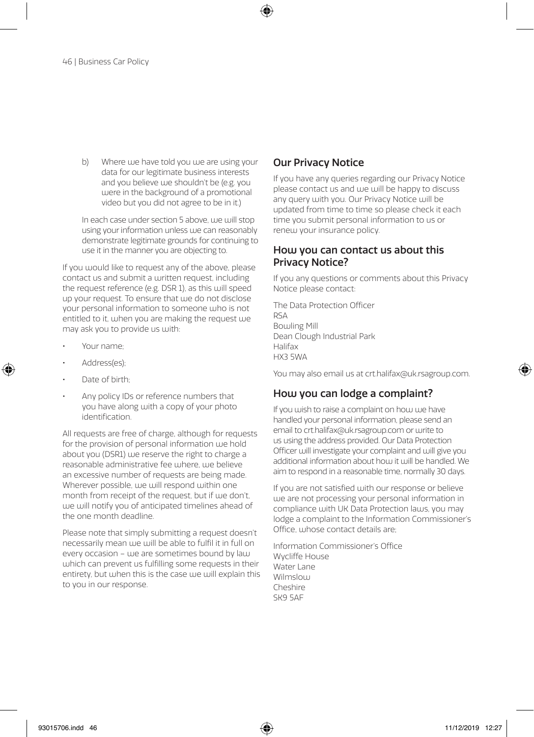b) Where we have told you we are using your data for our legitimate business interests and you believe we shouldn't be (e.g. you were in the background of a promotional video but you did not agree to be in it.)

In each case under section 5 above, we will stop using your information unless we can reasonably demonstrate legitimate grounds for continuing to use it in the manner you are objecting to.

If you would like to request any of the above, please contact us and submit a written request, including the request reference (e.g. DSR 1), as this will speed up your request. To ensure that we do not disclose your personal information to someone who is not entitled to it, when you are making the request we may ask you to provide us with:

- Your name;
- Address(es);
- Date of birth;
- Any policy IDs or reference numbers that you have along with a copy of your photo identification.

All requests are free of charge, although for requests for the provision of personal information we hold about you (DSR1) we reserve the right to charge a reasonable administrative fee where, we believe an excessive number of requests are being made. Wherever possible, we will respond within one month from receipt of the request, but if we don't, we will notify you of anticipated timelines ahead of the one month deadline.

Please note that simply submitting a request doesn't necessarily mean we will be able to fulfil it in full on every occasion – we are sometimes bound by law which can prevent us fulfilling some requests in their entirety, but when this is the case we will explain this to you in our response.

## Our Privacy Notice

If you have any queries regarding our Privacy Notice please contact us and we will be happy to discuss any query with you. Our Privacy Notice will be updated from time to time so please check it each time you submit personal information to us or renew your insurance policy.

## How you can contact us about this Privacy Notice?

If you any questions or comments about this Privacy Notice please contact:

The Data Protection Officer
RSA
Bowling Mill
Dean Clough Industrial Park
Halifax
HX3 5WA

You may also email us at crt.halifax@uk.rsagroup.com.

## How you can lodge a complaint?

If you wish to raise a complaint on how we have handled your personal information, please send an email to crt.halifax@uk.rsagroup.com or write to us using the address provided. Our Data Protection Officer will investigate your complaint and will give you additional information about how it will be handled. We aim to respond in a reasonable time, normally 30 days.

If you are not satisfied with our response or believe we are not processing your personal information in compliance with UK Data Protection laws, you may lodge a complaint to the Information Commissioner's Office, whose contact details are;

Information Commissioner's Office
Wycliffe House
Water Lane
Wilmslow
Cheshire
SK9 5AF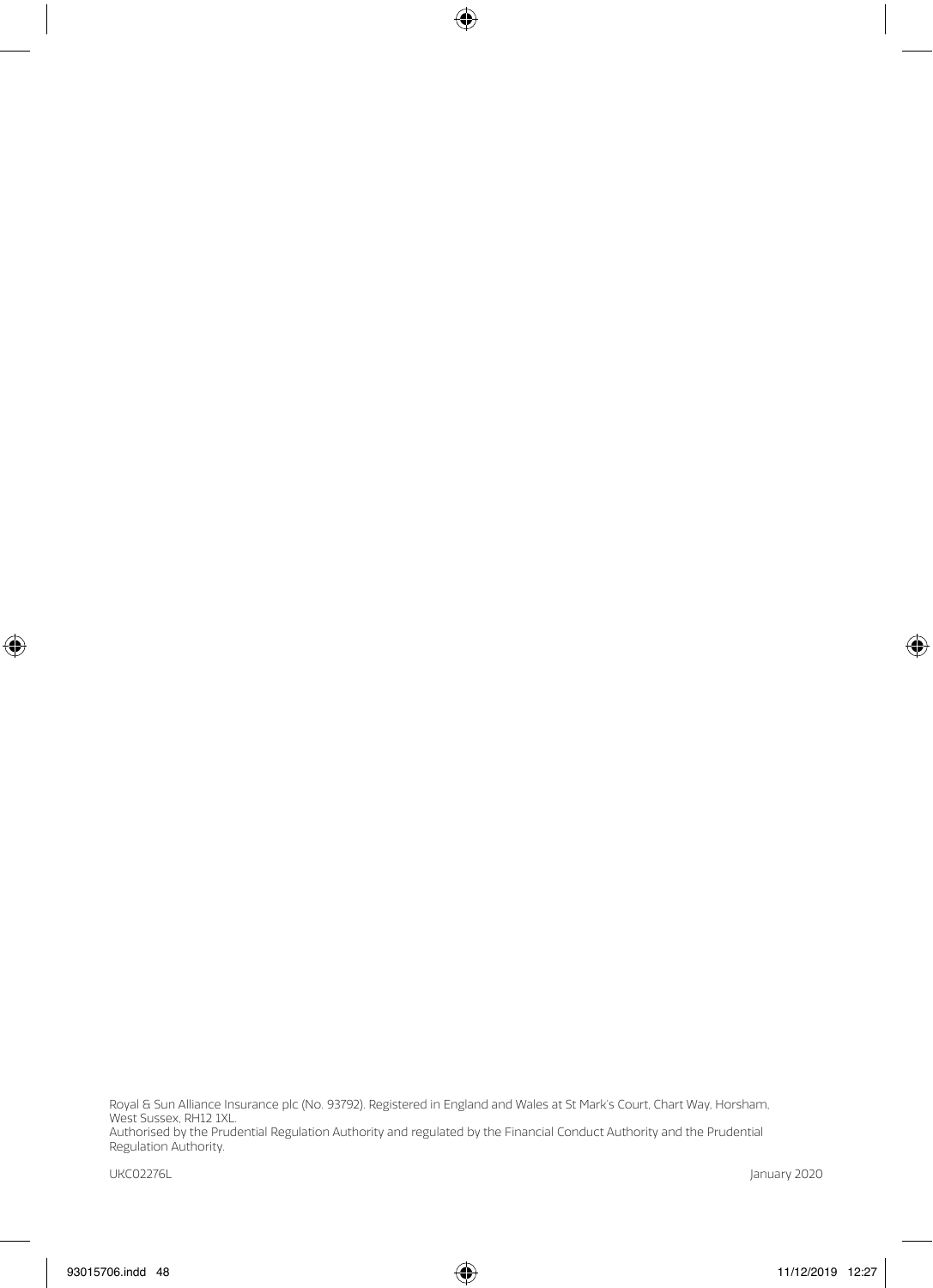Royal & Sun Alliance Insurance plc (No. 93792). Registered in England and Wales at St Mark's Court, Chart Way, Horsham, West Sussex, RH12 1XL.
Authorised by the Prudential Regulation Authority and regulated by the Financial Conduct Authority and the Prudential Regulation Authority.

UKC02276L

January 2020